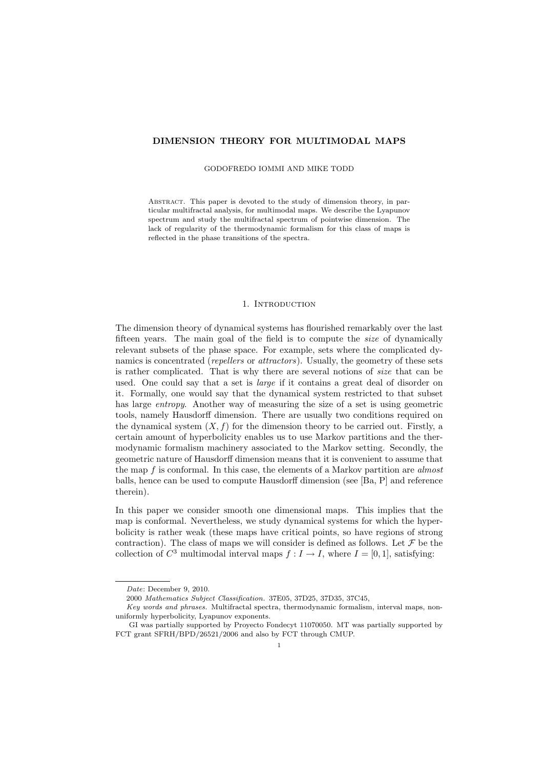# DIMENSION THEORY FOR MULTIMODAL MAPS

GODOFREDO IOMMI AND MIKE TODD

Abstract. This paper is devoted to the study of dimension theory, in particular multifractal analysis, for multimodal maps. We describe the Lyapunov spectrum and study the multifractal spectrum of pointwise dimension. The lack of regularity of the thermodynamic formalism for this class of maps is reflected in the phase transitions of the spectra.

## 1. Introduction

The dimension theory of dynamical systems has flourished remarkably over the last fifteen years. The main goal of the field is to compute the *size* of dynamically relevant subsets of the phase space. For example, sets where the complicated dynamics is concentrated (*repellers* or *attractors*). Usually, the geometry of these sets is rather complicated. That is why there are several notions of *size* that can be used. One could say that a set is *large* if it contains a great deal of disorder on it. Formally, one would say that the dynamical system restricted to that subset has large *entropy*. Another way of measuring the size of a set is using geometric tools, namely Hausdorff dimension. There are usually two conditions required on the dynamical system $(X, f)$ for the dimension theory to be carried out. Firstly, a certain amount of hyperbolicity enables us to use Markov partitions and the thermodynamic formalism machinery associated to the Markov setting. Secondly, the geometric nature of Hausdorff dimension means that it is convenient to assume that the map $f$ is conformal. In this case, the elements of a Markov partition are *almost* balls, hence can be used to compute Hausdorff dimension (see [Ba, P] and reference therein).

In this paper we consider smooth one dimensional maps. This implies that the map is conformal. Nevertheless, we study dynamical systems for which the hyperbolicity is rather weak (these maps have critical points, so have regions of strong contraction). The class of maps we will consider is defined as follows. Let $\mathcal{F}$ be the collection of $C^3$ multimodal interval maps $f : I \to I$, where $I = [0, 1]$, satisfying:

---

*Date*: December 9, 2010.

2000 *Mathematics Subject Classification.* 37E05, 37D25, 37D35, 37C45,

*Key words and phrases.* Multifractal spectra, thermodynamic formalism, interval maps, non-uniformly hyperbolicity, Lyapunov exponents.

GI was partially supported by Proyecto Fondecyt 11070050. MT was partially supported by FCT grant SFRH/BPD/26521/2006 and also by FCT through CMUP.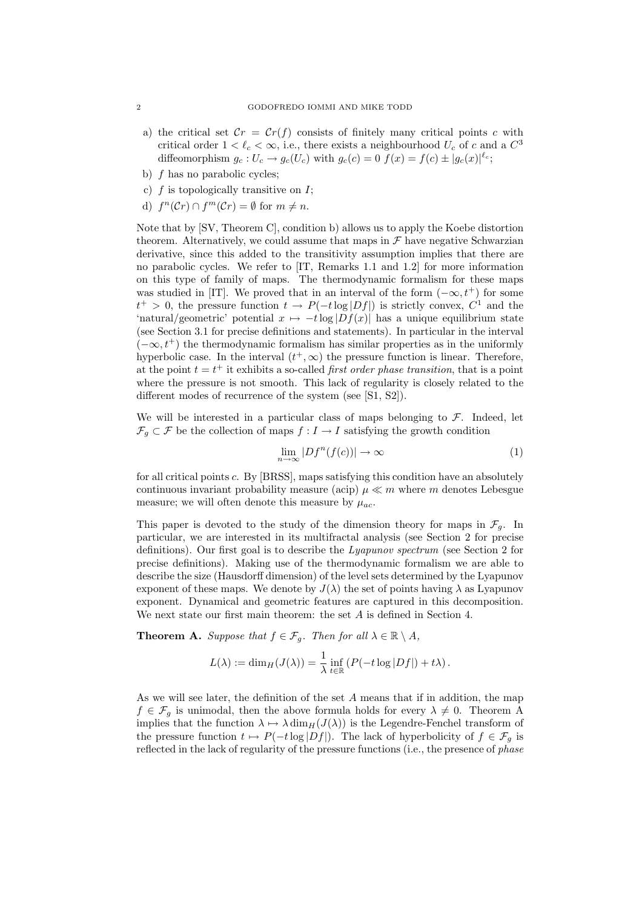a) the critical set $\mathcal{C}r = \mathcal{C}r(f)$ consists of finitely many critical points $c$ with critical order $1 < \ell_c < \infty$, i.e., there exists a neighbourhood $U_c$ of $c$ and a $C^3$ diffeomorphism $g_c : U_c \to g_c(U_c)$ with $g_c(c) = 0$ $f(x) = f(c) \pm |g_c(x)|^{\ell_c}$;
b) $f$ has no parabolic cycles;
c) $f$ is topologically transitive on $I$;
d) $f^n(\mathcal{C}r) \cap f^m(\mathcal{C}r) = \emptyset$ for $m \neq n$.

Note that by [SV, Theorem C], condition b) allows us to apply the Koebe distortion theorem. Alternatively, we could assume that maps in $\mathcal{F}$ have negative Schwarzian derivative, since this added to the transitivity assumption implies that there are no parabolic cycles. We refer to [IT, Remarks 1.1 and 1.2] for more information on this type of family of maps. The thermodynamic formalism for these maps was studied in [IT]. We proved that in an interval of the form $(-\infty, t^+)$ for some $t^+ > 0$, the pressure function $t \to P(-t \log |Df|)$ is strictly convex, $C^1$ and the 'natural/geometric' potential $x \mapsto -t \log |Df(x)|$ has a unique equilibrium state (see Section 3.1 for precise definitions and statements). In particular in the interval $(-\infty, t^+)$ the thermodynamic formalism has similar properties as in the uniformly hyperbolic case. In the interval $(t^+, \infty)$ the pressure function is linear. Therefore, at the point $t = t^+$ it exhibits a so-called *first order phase transition*, that is a point where the pressure is not smooth. This lack of regularity is closely related to the different modes of recurrence of the system (see [S1, S2]).

We will be interested in a particular class of maps belonging to $\mathcal{F}$. Indeed, let $\mathcal{F}_g \subset \mathcal{F}$ be the collection of maps $f : I \to I$ satisfying the growth condition

$$\lim_{n\to\infty} |Df^n(f(c))| \to \infty \tag{1}$$

for all critical points $c$. By [BRSS], maps satisfying this condition have an absolutely continuous invariant probability measure (acip) $\mu \ll m$ where $m$ denotes Lebesgue measure; we will often denote this measure by $\mu_{ac}$.

This paper is devoted to the study of the dimension theory for maps in $\mathcal{F}_g$. In particular, we are interested in its multifractal analysis (see Section 2 for precise definitions). Our first goal is to describe the *Lyapunov spectrum* (see Section 2 for precise definitions). Making use of the thermodynamic formalism we are able to describe the size (Hausdorff dimension) of the level sets determined by the Lyapunov exponent of these maps. We denote by $J(\lambda)$ the set of points having $\lambda$ as Lyapunov exponent. Dynamical and geometric features are captured in this decomposition. We next state our first main theorem: the set $A$ is defined in Section 4.

**Theorem A.** *Suppose that $f \in \mathcal{F}_g$. Then for all $\lambda \in \mathbb{R} \setminus A$,*

$$L(\lambda) := \dim_H(J(\lambda)) = \frac{1}{\lambda} \inf_{t \in \mathbb{R}} \left( P(-t \log |Df|) + t\lambda \right).$$

As we will see later, the definition of the set $A$ means that if in addition, the map $f \in \mathcal{F}_g$ is unimodal, then the above formula holds for every $\lambda \neq 0$. Theorem A implies that the function $\lambda \mapsto \lambda \dim_H(J(\lambda))$ is the Legendre-Fenchel transform of the pressure function $t \mapsto P(-t \log |Df|)$. The lack of hyperbolicity of $f \in \mathcal{F}_g$ is reflected in the lack of regularity of the pressure functions (i.e., the presence of *phase*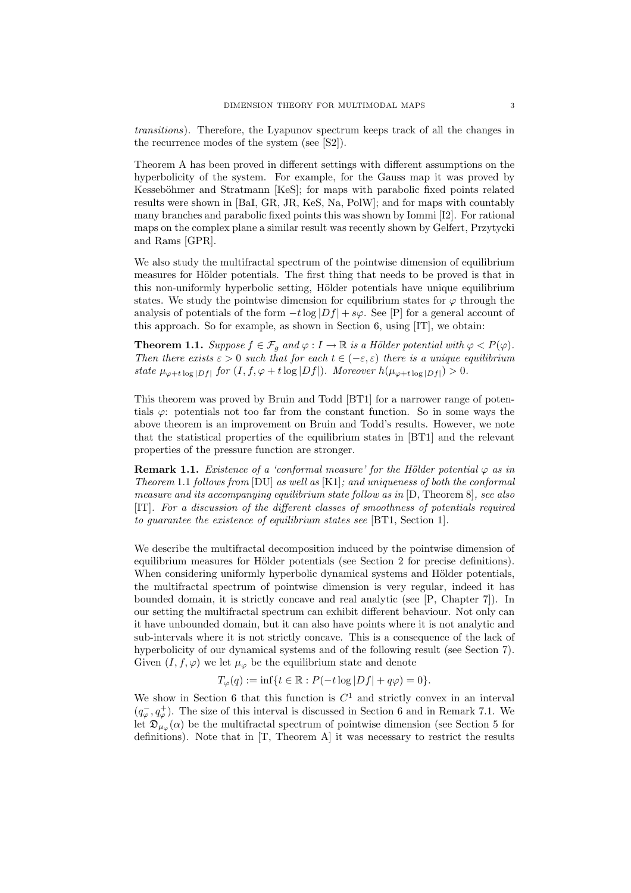*transitions*). Therefore, the Lyapunov spectrum keeps track of all the changes in the recurrence modes of the system (see [S2]).

Theorem A has been proved in different settings with different assumptions on the hyperbolicity of the system. For example, for the Gauss map it was proved by Kesseböhmer and Stratmann [KeS]; for maps with parabolic fixed points related results were shown in [BaI, GR, JR, KeS, Na, PolW]; and for maps with countably many branches and parabolic fixed points this was shown by Iommi [I2]. For rational maps on the complex plane a similar result was recently shown by Gelfert, Przytycki and Rams [GPR].

We also study the multifractal spectrum of the pointwise dimension of equilibrium measures for Hölder potentials. The first thing that needs to be proved is that in this non-uniformly hyperbolic setting, Hölder potentials have unique equilibrium states. We study the pointwise dimension for equilibrium states for $\varphi$ through the analysis of potentials of the form $-t\log|Df|+s\varphi$. See [P] for a general account of this approach. So for example, as shown in Section 6, using [IT], we obtain:

**Theorem 1.1.** *Suppose $f\in\mathcal{F}_g$ and $\varphi: I\to\mathbb{R}$ is a Hölder potential with $\varphi<P(\varphi)$. Then there exists $\varepsilon>0$ such that for each $t\in(-\varepsilon,\varepsilon)$ there is a unique equilibrium state $\mu_{\varphi+t\log|Df|}$ for $(I,f,\varphi+t\log|Df|)$. Moreover $h(\mu_{\varphi+t\log|Df|})>0$.*

This theorem was proved by Bruin and Todd [BT1] for a narrower range of potentials $\varphi$: potentials not too far from the constant function. So in some ways the above theorem is an improvement on Bruin and Todd's results. However, we note that the statistical properties of the equilibrium states in [BT1] and the relevant properties of the pressure function are stronger.

**Remark 1.1.** *Existence of a 'conformal measure' for the Hölder potential $\varphi$ as in Theorem 1.1 follows from [DU] as well as [K1]; and uniqueness of both the conformal measure and its accompanying equilibrium state follow as in [D, Theorem 8], see also [IT]. For a discussion of the different classes of smoothness of potentials required to guarantee the existence of equilibrium states see [BT1, Section 1].*

We describe the multifractal decomposition induced by the pointwise dimension of equilibrium measures for Hölder potentials (see Section 2 for precise definitions). When considering uniformly hyperbolic dynamical systems and Hölder potentials, the multifractal spectrum of pointwise dimension is very regular, indeed it has bounded domain, it is strictly concave and real analytic (see [P, Chapter 7]). In our setting the multifractal spectrum can exhibit different behaviour. Not only can it have unbounded domain, but it can also have points where it is not analytic and sub-intervals where it is not strictly concave. This is a consequence of the lack of hyperbolicity of our dynamical systems and of the following result (see Section 7). Given $(I,f,\varphi)$ we let $\mu_\varphi$ be the equilibrium state and denote

$$T_\varphi(q):=\inf\{t\in\mathbb{R}: P(-t\log|Df|+q\varphi)=0\}.$$

We show in Section 6 that this function is $C^1$ and strictly convex in an interval $(q_\varphi^-,q_\varphi^+)$. The size of this interval is discussed in Section 6 and in Remark 7.1. We let $\mathfrak{D}_{\mu_\varphi}(\alpha)$ be the multifractal spectrum of pointwise dimension (see Section 5 for definitions). Note that in [T, Theorem A] it was necessary to restrict the results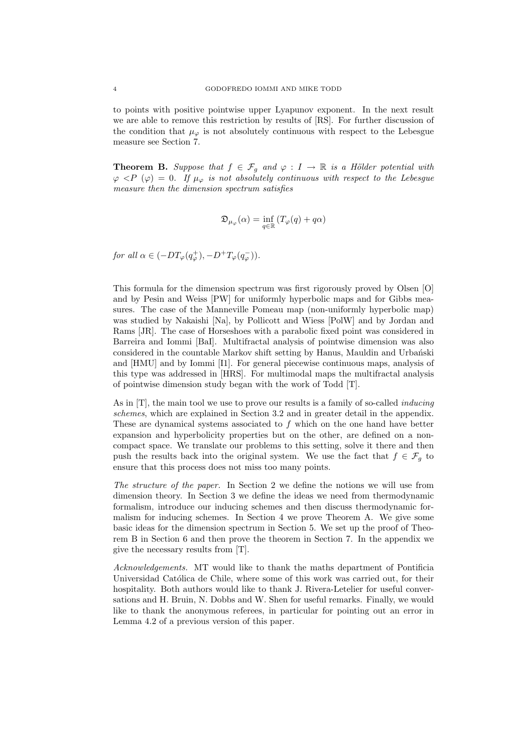to points with positive pointwise upper Lyapunov exponent. In the next result we are able to remove this restriction by results of [RS]. For further discussion of the condition that $\mu_\varphi$ is not absolutely continuous with respect to the Lebesgue measure see Section 7.

**Theorem B.** *Suppose that $f \in \mathcal{F}_g$ and $\varphi : I \to \mathbb{R}$ is a Hölder potential with $\varphi < P(\varphi) = 0$. If $\mu_\varphi$ is not absolutely continuous with respect to the Lebesgue measure then the dimension spectrum satisfies*

$$\mathfrak{D}_{\mu_\varphi}(\alpha) = \inf_{q \in \mathbb{R}} (T_\varphi(q) + q\alpha)$$

*for all $\alpha \in (-DT_\varphi(q_\varphi^+), -D^+T_\varphi(q_\varphi^-))$.*

This formula for the dimension spectrum was first rigorously proved by Olsen [O] and by Pesin and Weiss [PW] for uniformly hyperbolic maps and for Gibbs measures. The case of the Manneville Pomeau map (non-uniformly hyperbolic map) was studied by Nakaishi [Na], by Pollicott and Wiess [PolW] and by Jordan and Rams [JR]. The case of Horseshoes with a parabolic fixed point was considered in Barreira and Iommi [BaI]. Multifractal analysis of pointwise dimension was also considered in the countable Markov shift setting by Hanus, Mauldin and Urbański and [HMU] and by Iommi [I1]. For general piecewise continuous maps, analysis of this type was addressed in [HRS]. For multimodal maps the multifractal analysis of pointwise dimension study began with the work of Todd [T].

As in [T], the main tool we use to prove our results is a family of so-called *inducing schemes*, which are explained in Section 3.2 and in greater detail in the appendix. These are dynamical systems associated to $f$ which on the one hand have better expansion and hyperbolicity properties but on the other, are defined on a non-compact space. We translate our problems to this setting, solve it there and then push the results back into the original system. We use the fact that $f \in \mathcal{F}_g$ to ensure that this process does not miss too many points.

*The structure of the paper.* In Section 2 we define the notions we will use from dimension theory. In Section 3 we define the ideas we need from thermodynamic formalism, introduce our inducing schemes and then discuss thermodynamic formalism for inducing schemes. In Section 4 we prove Theorem A. We give some basic ideas for the dimension spectrum in Section 5. We set up the proof of Theorem B in Section 6 and then prove the theorem in Section 7. In the appendix we give the necessary results from [T].

*Acknowledgements.* MT would like to thank the maths department of Pontificia Universidad Católica de Chile, where some of this work was carried out, for their hospitality. Both authors would like to thank J. Rivera-Letelier for useful conversations and H. Bruin, N. Dobbs and W. Shen for useful remarks. Finally, we would like to thank the anonymous referees, in particular for pointing out an error in Lemma 4.2 of a previous version of this paper.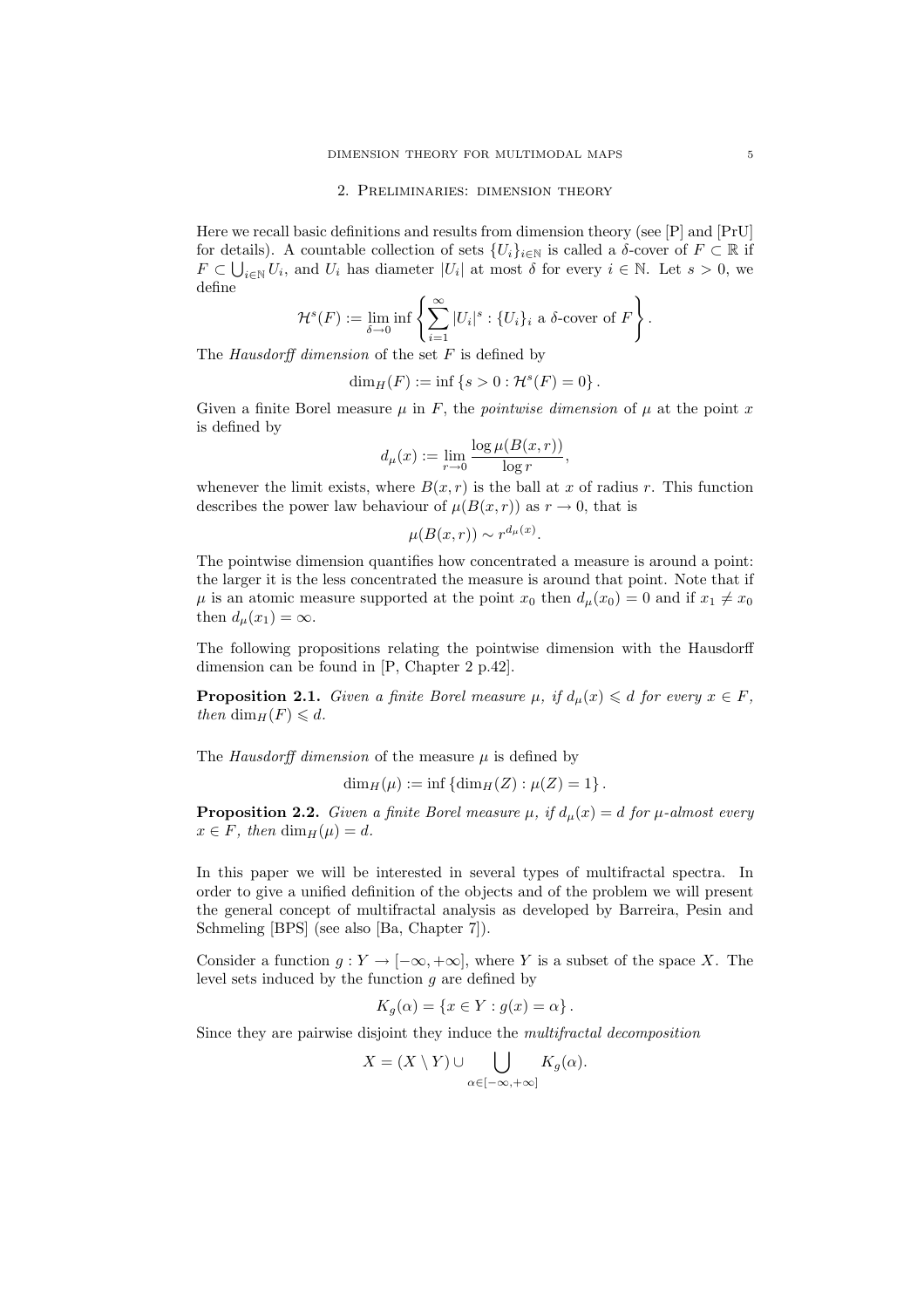## 2. Preliminaries: dimension theory

Here we recall basic definitions and results from dimension theory (see [P] and [PrU] for details). A countable collection of sets $\{U_i\}_{i\in\mathbb{N}}$ is called a $\delta$-cover of $F \subset \mathbb{R}$ if $F \subset \bigcup_{i\in\mathbb{N}} U_i$, and $U_i$ has diameter $|U_i|$ at most $\delta$ for every $i \in \mathbb{N}$. Let $s > 0$, we define

$$\mathcal{H}^s(F) := \lim_{\delta\to 0} \inf \left\{ \sum_{i=1}^{\infty} |U_i|^s : \{U_i\}_i \text{ a } \delta\text{-cover of } F \right\}.$$

The *Hausdorff dimension* of the set $F$ is defined by

$$\dim_H(F) := \inf \{ s > 0 : \mathcal{H}^s(F) = 0 \}.$$

Given a finite Borel measure $\mu$ in $F$, the *pointwise dimension* of $\mu$ at the point $x$ is defined by

$$d_\mu(x) := \lim_{r\to 0} \frac{\log \mu(B(x,r))}{\log r},$$

whenever the limit exists, where $B(x,r)$ is the ball at $x$ of radius $r$. This function describes the power law behaviour of $\mu(B(x,r))$ as $r \to 0$, that is

$$\mu(B(x,r)) \sim r^{d_\mu(x)}.$$

The pointwise dimension quantifies how concentrated a measure is around a point: the larger it is the less concentrated the measure is around that point. Note that if $\mu$ is an atomic measure supported at the point $x_0$ then $d_\mu(x_0) = 0$ and if $x_1 \neq x_0$ then $d_\mu(x_1) = \infty$.

The following propositions relating the pointwise dimension with the Hausdorff dimension can be found in [P, Chapter 2 p.42].

**Proposition 2.1.** *Given a finite Borel measure $\mu$, if $d_\mu(x) \leqslant d$ for every $x \in F$, then $\dim_H(F) \leqslant d$.*

The *Hausdorff dimension* of the measure $\mu$ is defined by

$$\dim_H(\mu) := \inf \{ \dim_H(Z) : \mu(Z) = 1 \}.$$

**Proposition 2.2.** *Given a finite Borel measure $\mu$, if $d_\mu(x) = d$ for $\mu$-almost every $x \in F$, then $\dim_H(\mu) = d$.*

In this paper we will be interested in several types of multifractal spectra. In order to give a unified definition of the objects and of the problem we will present the general concept of multifractal analysis as developed by Barreira, Pesin and Schmeling [BPS] (see also [Ba, Chapter 7]).

Consider a function $g : Y \to [-\infty, +\infty]$, where $Y$ is a subset of the space $X$. The level sets induced by the function $g$ are defined by

$$K_g(\alpha) = \{ x \in Y : g(x) = \alpha \}.$$

Since they are pairwise disjoint they induce the *multifractal decomposition*

$$X = (X \setminus Y) \cup \bigcup_{\alpha\in[-\infty,+\infty]} K_g(\alpha).$$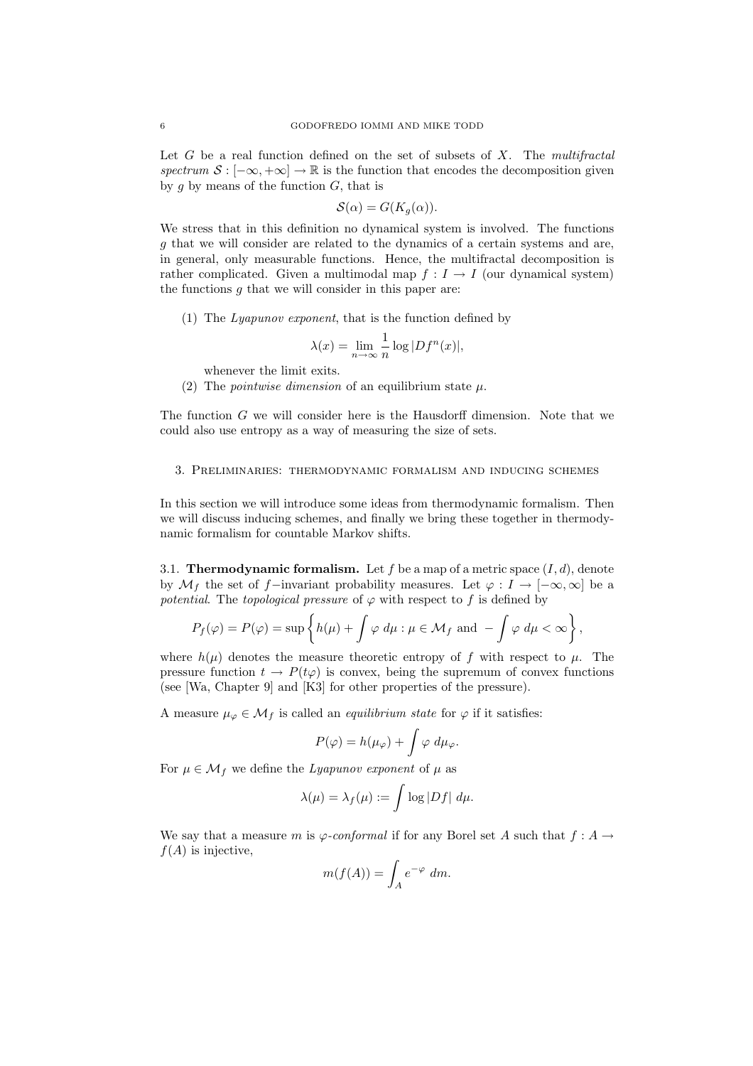Let $G$ be a real function defined on the set of subsets of $X$. The *multifractal spectrum* $\mathcal{S} : [-\infty, +\infty] \to \mathbb{R}$ is the function that encodes the decomposition given by $g$ by means of the function $G$, that is

$$\mathcal{S}(\alpha) = G(K_g(\alpha)).$$

We stress that in this definition no dynamical system is involved. The functions $g$ that we will consider are related to the dynamics of a certain systems and are, in general, only measurable functions. Hence, the multifractal decomposition is rather complicated. Given a multimodal map $f : I \to I$ (our dynamical system) the functions $g$ that we will consider in this paper are:

(1) The *Lyapunov exponent*, that is the function defined by

$$\lambda(x) = \lim_{n \to \infty} \frac{1}{n} \log |Df^n(x)|,$$

whenever the limit exits.

(2) The *pointwise dimension* of an equilibrium state $\mu$.

The function $G$ we will consider here is the Hausdorff dimension. Note that we could also use entropy as a way of measuring the size of sets.

## 3. Preliminaries: thermodynamic formalism and inducing schemes

In this section we will introduce some ideas from thermodynamic formalism. Then we will discuss inducing schemes, and finally we bring these together in thermodynamic formalism for countable Markov shifts.

**3.1. Thermodynamic formalism.** Let $f$ be a map of a metric space $(I, d)$, denote by $\mathcal{M}_f$ the set of $f-$invariant probability measures. Let $\varphi : I \to [-\infty, \infty]$ be a *potential*. The *topological pressure* of $\varphi$ with respect to $f$ is defined by

$$P_f(\varphi) = P(\varphi) = \sup \left\{ h(\mu) + \int \varphi \, d\mu : \mu \in \mathcal{M}_f \text{ and } -\int \varphi \, d\mu < \infty \right\},$$

where $h(\mu)$ denotes the measure theoretic entropy of $f$ with respect to $\mu$. The pressure function $t \to P(t\varphi)$ is convex, being the supremum of convex functions (see [Wa, Chapter 9] and [K3] for other properties of the pressure).

A measure $\mu_\varphi \in \mathcal{M}_f$ is called an *equilibrium state* for $\varphi$ if it satisfies:

$$P(\varphi) = h(\mu_\varphi) + \int \varphi \, d\mu_\varphi.$$

For $\mu \in \mathcal{M}_f$ we define the *Lyapunov exponent* of $\mu$ as

$$\lambda(\mu) = \lambda_f(\mu) := \int \log |Df| \, d\mu.$$

We say that a measure $m$ is $\varphi$*-conformal* if for any Borel set $A$ such that $f : A \to f(A)$ is injective,

$$m(f(A)) = \int_A e^{-\varphi} \, dm.$$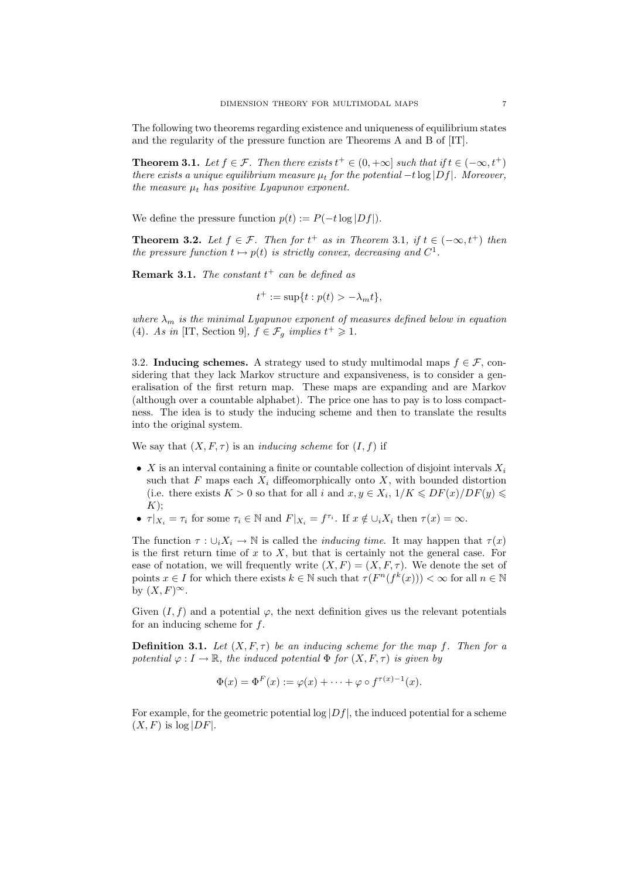The following two theorems regarding existence and uniqueness of equilibrium states and the regularity of the pressure function are Theorems A and B of [IT].

**Theorem 3.1.** *Let $f \in \mathcal{F}$. Then there exists $t^+ \in (0, +\infty]$ such that if $t \in (-\infty, t^+)$ there exists a unique equilibrium measure $\mu_t$ for the potential $-t \log |Df|$. Moreover, the measure $\mu_t$ has positive Lyapunov exponent.*

We define the pressure function $p(t) := P(-t \log |Df|)$.

**Theorem 3.2.** *Let $f \in \mathcal{F}$. Then for $t^+$ as in Theorem 3.1, if $t \in (-\infty, t^+)$ then the pressure function $t \mapsto p(t)$ is strictly convex, decreasing and $C^1$.*

**Remark 3.1.** *The constant $t^+$ can be defined as*

$$t^+ := \sup\{t : p(t) > -\lambda_m t\},$$

*where $\lambda_m$ is the minimal Lyapunov exponent of measures defined below in equation (4). As in [IT, Section 9], $f \in \mathcal{F}_g$ implies $t^+ \geqslant 1$.*

3.2. **Inducing schemes.** A strategy used to study multimodal maps $f \in \mathcal{F}$, considering that they lack Markov structure and expansiveness, is to consider a generalisation of the first return map. These maps are expanding and are Markov (although over a countable alphabet). The price one has to pay is to loss compactness. The idea is to study the inducing scheme and then to translate the results into the original system.

We say that $(X, F, \tau)$ is an *inducing scheme* for $(I, f)$ if

- $X$ is an interval containing a finite or countable collection of disjoint intervals $X_i$ such that $F$ maps each $X_i$ diffeomorphically onto $X$, with bounded distortion (i.e. there exists $K > 0$ so that for all $i$ and $x, y \in X_i$, $1/K \leqslant DF(x)/DF(y) \leqslant K$);
- $\tau|_{X_i} = \tau_i$ for some $\tau_i \in \mathbb{N}$ and $F|_{X_i} = f^{\tau_i}$. If $x \notin \cup_i X_i$ then $\tau(x) = \infty$.

The function $\tau : \cup_i X_i \to \mathbb{N}$ is called the *inducing time*. It may happen that $\tau(x)$ is the first return time of $x$ to $X$, but that is certainly not the general case. For ease of notation, we will frequently write $(X, F) = (X, F, \tau)$. We denote the set of points $x \in I$ for which there exists $k \in \mathbb{N}$ such that $\tau(F^n(f^k(x))) < \infty$ for all $n \in \mathbb{N}$ by $(X, F)^\infty$.

Given $(I, f)$ and a potential $\varphi$, the next definition gives us the relevant potentials for an inducing scheme for $f$.

**Definition 3.1.** *Let $(X, F, \tau)$ be an inducing scheme for the map $f$. Then for a potential $\varphi : I \to \mathbb{R}$, the induced potential $\Phi$ for $(X, F, \tau)$ is given by*

$$\Phi(x) = \Phi^F(x) := \varphi(x) + \cdots + \varphi \circ f^{\tau(x)-1}(x).$$

For example, for the geometric potential $\log |Df|$, the induced potential for a scheme $(X, F)$ is $\log |DF|$.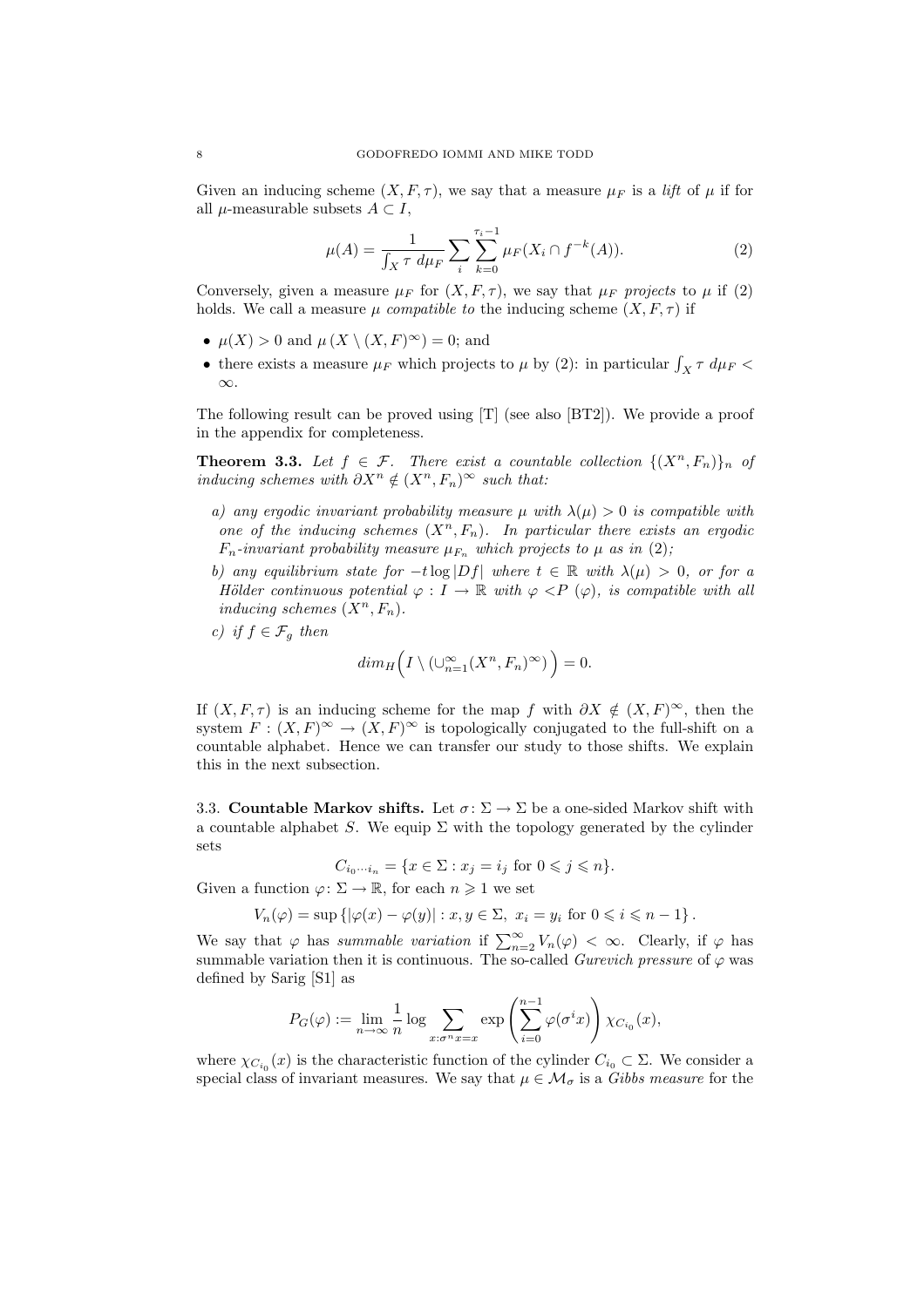Given an inducing scheme $(X, F, \tau)$, we say that a measure $\mu_F$ is a *lift* of $\mu$ if for all $\mu$-measurable subsets $A \subset I$,

$$\mu(A) = \frac{1}{\int_X \tau \, d\mu_F} \sum_i \sum_{k=0}^{\tau_i - 1} \mu_F(X_i \cap f^{-k}(A)). \tag{2}$$

Conversely, given a measure $\mu_F$ for $(X, F, \tau)$, we say that $\mu_F$ *projects* to $\mu$ if (2) holds. We call a measure $\mu$ *compatible to* the inducing scheme $(X, F, \tau)$ if

- $\mu(X) > 0$ and $\mu\left(X \setminus (X, F)^\infty\right) = 0$; and
- there exists a measure $\mu_F$ which projects to $\mu$ by (2): in particular $\int_X \tau \, d\mu_F < \infty$.

The following result can be proved using [T] (see also [BT2]). We provide a proof in the appendix for completeness.

**Theorem 3.3.** *Let $f \in \mathcal{F}$. There exist a countable collection $\{(X^n, F_n)\}_n$ of inducing schemes with $\partial X^n \notin (X^n, F_n)^\infty$ such that:*

*a) any ergodic invariant probability measure $\mu$ with $\lambda(\mu) > 0$ is compatible with one of the inducing schemes $(X^n, F_n)$. In particular there exists an ergodic $F_n$-invariant probability measure $\mu_{F_n}$ which projects to $\mu$ as in (2);*

*b) any equilibrium state for $-t \log |Df|$ where $t \in \mathbb{R}$ with $\lambda(\mu) > 0$, or for a Hölder continuous potential $\varphi : I \to \mathbb{R}$ with $\varphi < P(\varphi)$, is compatible with all inducing schemes $(X^n, F_n)$.*

*c) if $f \in \mathcal{F}_g$ then*

$$dim_H\Big(I \setminus (\cup_{n=1}^\infty (X^n, F_n)^\infty)\Big) = 0.$$

If $(X, F, \tau)$ is an inducing scheme for the map $f$ with $\partial X \notin (X, F)^\infty$, then the system $F : (X, F)^\infty \to (X, F)^\infty$ is topologically conjugated to the full-shift on a countable alphabet. Hence we can transfer our study to those shifts. We explain this in the next subsection.

### 3.3. Countable Markov shifts.

Let $\sigma \colon \Sigma \to \Sigma$ be a one-sided Markov shift with a countable alphabet $S$. We equip $\Sigma$ with the topology generated by the cylinder sets

$$C_{i_0 \cdots i_n} = \{x \in \Sigma : x_j = i_j \text{ for } 0 \leqslant j \leqslant n\}.$$

Given a function $\varphi \colon \Sigma \to \mathbb{R}$, for each $n \geqslant 1$ we set

$$V_n(\varphi) = \sup\left\{|\varphi(x) - \varphi(y)| : x, y \in \Sigma, \ x_i = y_i \text{ for } 0 \leqslant i \leqslant n-1\right\}.$$

We say that $\varphi$ has *summable variation* if $\sum_{n=2}^\infty V_n(\varphi) < \infty$. Clearly, if $\varphi$ has summable variation then it is continuous. The so-called *Gurevich pressure* of $\varphi$ was defined by Sarig [S1] as

$$P_G(\varphi) := \lim_{n \to \infty} \frac{1}{n} \log \sum_{x : \sigma^n x = x} \exp\left(\sum_{i=0}^{n-1} \varphi(\sigma^i x)\right) \chi_{C_{i_0}}(x),$$

where $\chi_{C_{i_0}}(x)$ is the characteristic function of the cylinder $C_{i_0} \subset \Sigma$. We consider a special class of invariant measures. We say that $\mu \in \mathcal{M}_\sigma$ is a *Gibbs measure* for the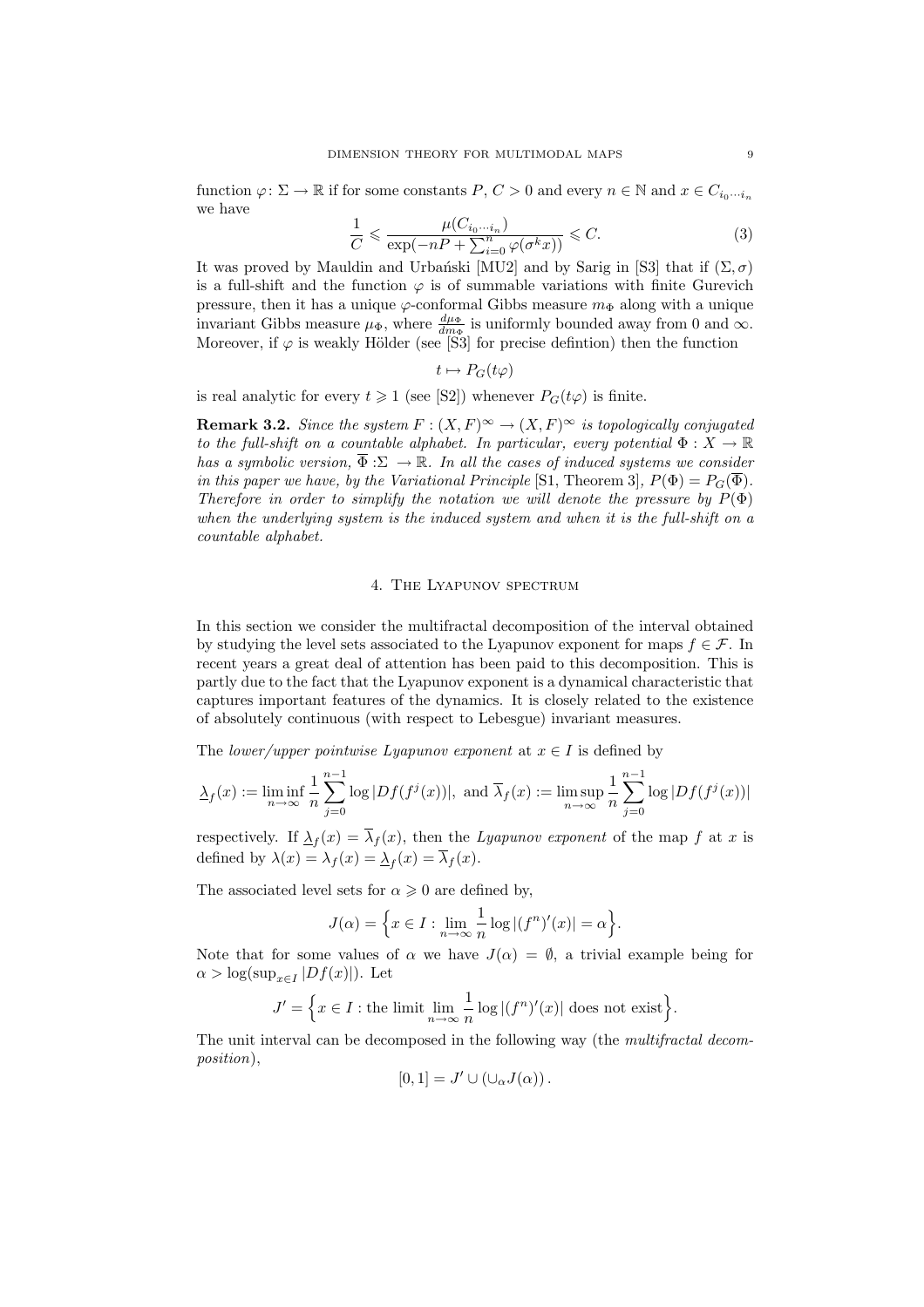function $\varphi \colon \Sigma \to \mathbb{R}$ if for some constants $P$, $C > 0$ and every $n \in \mathbb{N}$ and $x \in C_{i_0 \cdots i_n}$ we have

$$\frac{1}{C} \leqslant \frac{\mu(C_{i_0 \cdots i_n})}{\exp(-nP + \sum_{i=0}^{n} \varphi(\sigma^k x))} \leqslant C. \tag{3}$$

It was proved by Mauldin and Urbański [MU2] and by Sarig in [S3] that if $(\Sigma, \sigma)$ is a full-shift and the function $\varphi$ is of summable variations with finite Gurevich pressure, then it has a unique $\varphi$-conformal Gibbs measure $m_\Phi$ along with a unique invariant Gibbs measure $\mu_\Phi$, where $\frac{d\mu_\Phi}{dm_\Phi}$ is uniformly bounded away from 0 and $\infty$. Moreover, if $\varphi$ is weakly Hölder (see [S3] for precise defintion) then the function

$$t \mapsto P_G(t\varphi)$$

is real analytic for every $t \geqslant 1$ (see [S2]) whenever $P_G(t\varphi)$ is finite.

**Remark 3.2.** *Since the system $F : (X, F)^\infty \to (X, F)^\infty$ is topologically conjugated to the full-shift on a countable alphabet. In particular, every potential $\Phi : X \to \mathbb{R}$ has a symbolic version, $\overline{\Phi} : \Sigma \to \mathbb{R}$. In all the cases of induced systems we consider in this paper we have, by the Variational Principle* [S1, Theorem 3]*, $P(\Phi) = P_G(\overline{\Phi})$. Therefore in order to simplify the notation we will denote the pressure by $P(\Phi)$ when the underlying system is the induced system and when it is the full-shift on a countable alphabet.*

## 4. The Lyapunov spectrum

In this section we consider the multifractal decomposition of the interval obtained by studying the level sets associated to the Lyapunov exponent for maps $f \in \mathcal{F}$. In recent years a great deal of attention has been paid to this decomposition. This is partly due to the fact that the Lyapunov exponent is a dynamical characteristic that captures important features of the dynamics. It is closely related to the existence of absolutely continuous (with respect to Lebesgue) invariant measures.

The *lower/upper pointwise Lyapunov exponent* at $x \in I$ is defined by

$$\underline{\lambda}_f(x) := \liminf_{n \to \infty} \frac{1}{n} \sum_{j=0}^{n-1} \log |Df(f^j(x))|, \text{ and } \overline{\lambda}_f(x) := \limsup_{n \to \infty} \frac{1}{n} \sum_{j=0}^{n-1} \log |Df(f^j(x))|$$

respectively. If $\underline{\lambda}_f(x) = \overline{\lambda}_f(x)$, then the *Lyapunov exponent* of the map $f$ at $x$ is defined by $\lambda(x) = \lambda_f(x) = \underline{\lambda}_f(x) = \overline{\lambda}_f(x)$.

The associated level sets for $\alpha \geqslant 0$ are defined by,

$$J(\alpha) = \Big\{ x \in I : \lim_{n \to \infty} \frac{1}{n} \log |(f^n)'(x)| = \alpha \Big\}.$$

Note that for some values of $\alpha$ we have $J(\alpha) = \emptyset$, a trivial example being for $\alpha > \log(\sup_{x \in I} |Df(x)|)$. Let

$$J' = \Big\{ x \in I : \text{the limit } \lim_{n \to \infty} \frac{1}{n} \log |(f^n)'(x)| \text{ does not exist} \Big\}.$$

The unit interval can be decomposed in the following way (the *multifractal decomposition*),

$$[0, 1] = J' \cup \left( \cup_\alpha J(\alpha) \right).$$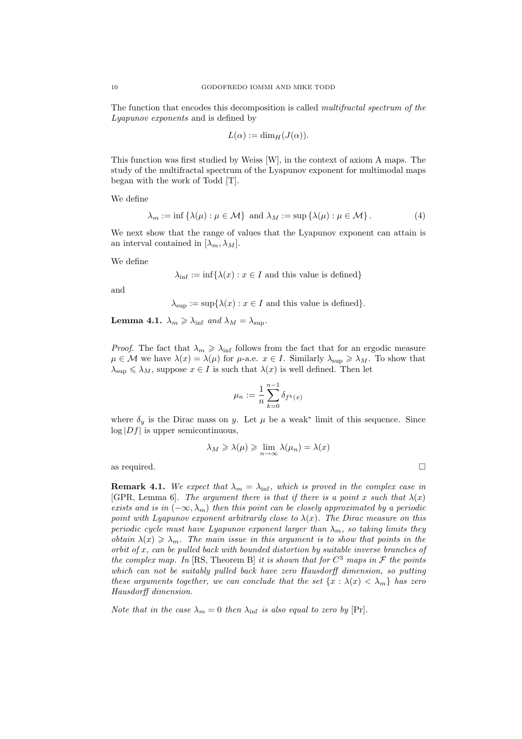The function that encodes this decomposition is called *multifractal spectrum of the Lyapunov exponents* and is defined by

$$L(\alpha) := \dim_H(J(\alpha)).$$

This function was first studied by Weiss [W], in the context of axiom A maps. The study of the multifractal spectrum of the Lyapunov exponent for multimodal maps began with the work of Todd [T].

We define

$$\lambda_m := \inf \{\lambda(\mu) : \mu \in \mathcal{M}\} \text{ and } \lambda_M := \sup \{\lambda(\mu) : \mu \in \mathcal{M}\}. \tag{4}$$

We next show that the range of values that the Lyapunov exponent can attain is an interval contained in $[\lambda_m, \lambda_M]$.

We define

$$\lambda_{\inf} := \inf\{\lambda(x) : x \in I \text{ and this value is defined}\}$$

and

$$\lambda_{\sup} := \sup\{\lambda(x) : x \in I \text{ and this value is defined}\}.$$

**Lemma 4.1.** *$\lambda_m \geqslant \lambda_{\inf}$ and $\lambda_M = \lambda_{\sup}$.*

*Proof.* The fact that $\lambda_m \geqslant \lambda_{\inf}$ follows from the fact that for an ergodic measure $\mu \in \mathcal{M}$ we have $\lambda(x) = \lambda(\mu)$ for $\mu$-a.e. $x \in I$. Similarly $\lambda_{\sup} \geqslant \lambda_M$. To show that $\lambda_{\sup} \leqslant \lambda_M$, suppose $x \in I$ is such that $\lambda(x)$ is well defined. Then let

$$\mu_n := \frac{1}{n} \sum_{k=0}^{n-1} \delta_{f^k(x)}$$

where $\delta_y$ is the Dirac mass on $y$. Let $\mu$ be a weak$^*$ limit of this sequence. Since $\log |Df|$ is upper semicontinuous,

$$\lambda_M \geqslant \lambda(\mu) \geqslant \lim_{n \to \infty} \lambda(\mu_n) = \lambda(x)$$

as required. $\square$

**Remark 4.1.** *We expect that $\lambda_m = \lambda_{\inf}$, which is proved in the complex case in* [GPR, Lemma 6]. *The argument there is that if there is a point $x$ such that $\lambda(x)$ exists and is in $(-\infty, \lambda_m)$ then this point can be closely approximated by a periodic point with Lyapunov exponent arbitrarily close to $\lambda(x)$. The Dirac measure on this periodic cycle must have Lyapunov exponent larger than $\lambda_m$, so taking limits they obtain $\lambda(x) \geqslant \lambda_m$. The main issue in this argument is to show that points in the orbit of $x$, can be pulled back with bounded distortion by suitable inverse branches of the complex map. In* [RS, Theorem B] *it is shown that for $C^3$ maps in $\mathcal{F}$ the points which can not be suitably pulled back have zero Hausdorff dimension, so putting these arguments together, we can conclude that the set $\{x : \lambda(x) < \lambda_m\}$ has zero Hausdorff dimension.*

*Note that in the case $\lambda_m = 0$ then $\lambda_{\inf}$ is also equal to zero by* [Pr].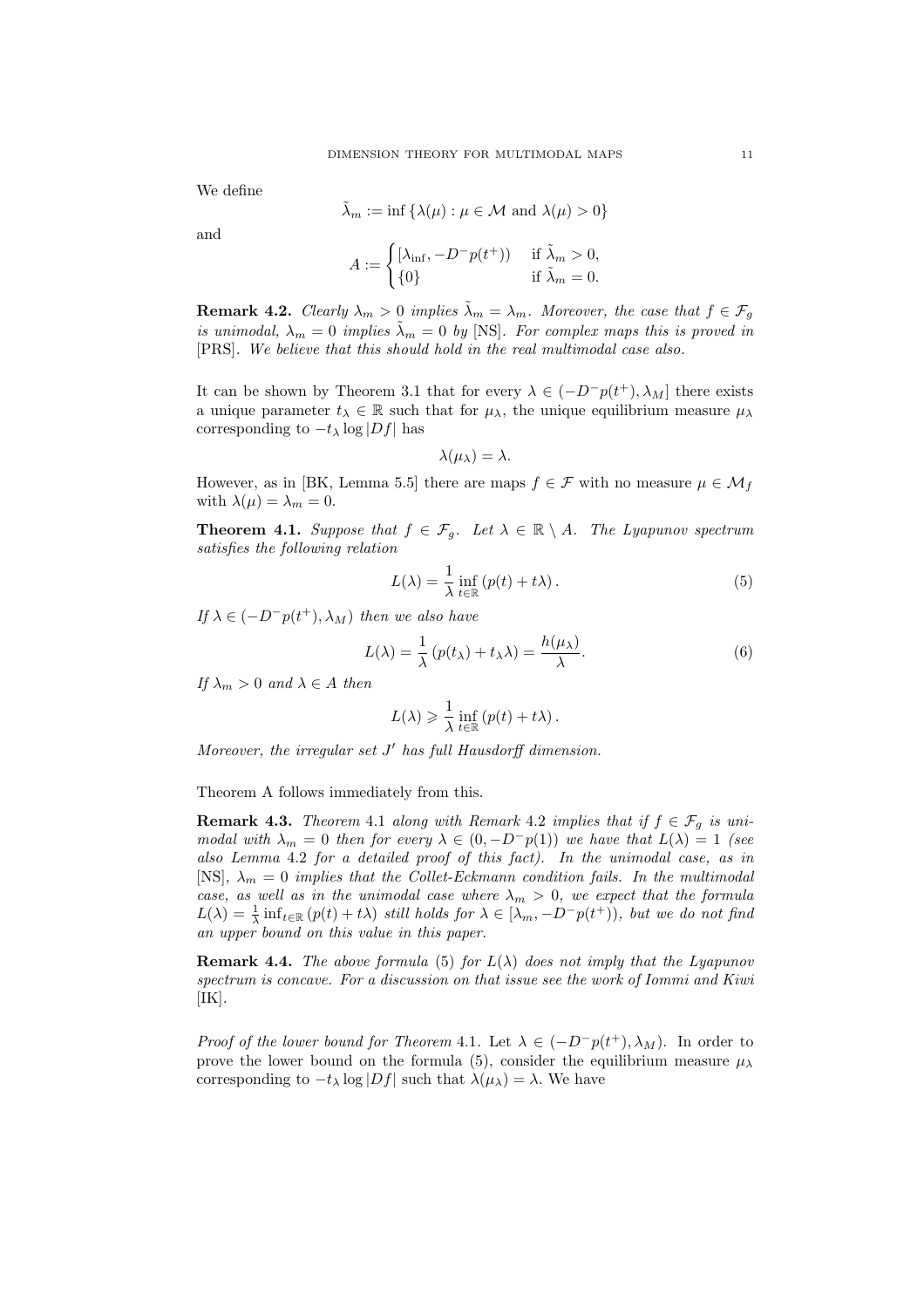We define

$$\tilde{\lambda}_m := \inf\{\lambda(\mu) : \mu \in \mathcal{M} \text{ and } \lambda(\mu) > 0\}$$

and

$$A := \begin{cases} [\lambda_{\inf}, -D^- p(t^+)) & \text{if } \tilde{\lambda}_m > 0, \\ \{0\} & \text{if } \tilde{\lambda}_m = 0. \end{cases}$$

**Remark 4.2.** *Clearly $\lambda_m > 0$ implies $\tilde{\lambda}_m = \lambda_m$. Moreover, the case that $f \in \mathcal{F}_g$ is unimodal, $\lambda_m = 0$ implies $\tilde{\lambda}_m = 0$ by* [NS]*. For complex maps this is proved in* [PRS]*. We believe that this should hold in the real multimodal case also.*

It can be shown by Theorem 3.1 that for every $\lambda \in (-D^- p(t^+), \lambda_M]$ there exists a unique parameter $t_\lambda \in \mathbb{R}$ such that for $\mu_\lambda$, the unique equilibrium measure $\mu_\lambda$ corresponding to $-t_\lambda \log |Df|$ has

$$\lambda(\mu_\lambda) = \lambda.$$

However, as in [BK, Lemma 5.5] there are maps $f \in \mathcal{F}$ with no measure $\mu \in \mathcal{M}_f$ with $\lambda(\mu) = \lambda_m = 0$.

**Theorem 4.1.** *Suppose that $f \in \mathcal{F}_g$. Let $\lambda \in \mathbb{R} \setminus A$. The Lyapunov spectrum satisfies the following relation*

$$L(\lambda) = \frac{1}{\lambda} \inf_{t \in \mathbb{R}} \left( p(t) + t\lambda \right). \tag{5}$$

*If $\lambda \in (-D^- p(t^+), \lambda_M)$ then we also have*

$$L(\lambda) = \frac{1}{\lambda} \left( p(t_\lambda) + t_\lambda \lambda \right) = \frac{h(\mu_\lambda)}{\lambda}. \tag{6}$$

*If $\lambda_m > 0$ and $\lambda \in A$ then*

$$L(\lambda) \geqslant \frac{1}{\lambda} \inf_{t \in \mathbb{R}} \left( p(t) + t\lambda \right).$$

*Moreover, the irregular set $J'$ has full Hausdorff dimension.*

Theorem A follows immediately from this.

**Remark 4.3.** *Theorem* 4.1 *along with Remark* 4.2 *implies that if $f \in \mathcal{F}_g$ is unimodal with $\lambda_m = 0$ then for every $\lambda \in (0, -D^- p(1))$ we have that $L(\lambda) = 1$ (see also Lemma* 4.2 *for a detailed proof of this fact). In the unimodal case, as in* [NS]*, $\lambda_m = 0$ implies that the Collet-Eckmann condition fails. In the multimodal case, as well as in the unimodal case where $\lambda_m > 0$, we expect that the formula $L(\lambda) = \frac{1}{\lambda} \inf_{t \in \mathbb{R}} (p(t) + t\lambda)$ still holds for $\lambda \in [\lambda_m, -D^- p(t^+))$, but we do not find an upper bound on this value in this paper.*

**Remark 4.4.** *The above formula* (5) *for $L(\lambda)$ does not imply that the Lyapunov spectrum is concave. For a discussion on that issue see the work of Iommi and Kiwi* [IK]*.*

*Proof of the lower bound for Theorem* 4.1. Let $\lambda \in (-D^- p(t^+), \lambda_M)$. In order to prove the lower bound on the formula (5), consider the equilibrium measure $\mu_\lambda$ corresponding to $-t_\lambda \log |Df|$ such that $\lambda(\mu_\lambda) = \lambda$. We have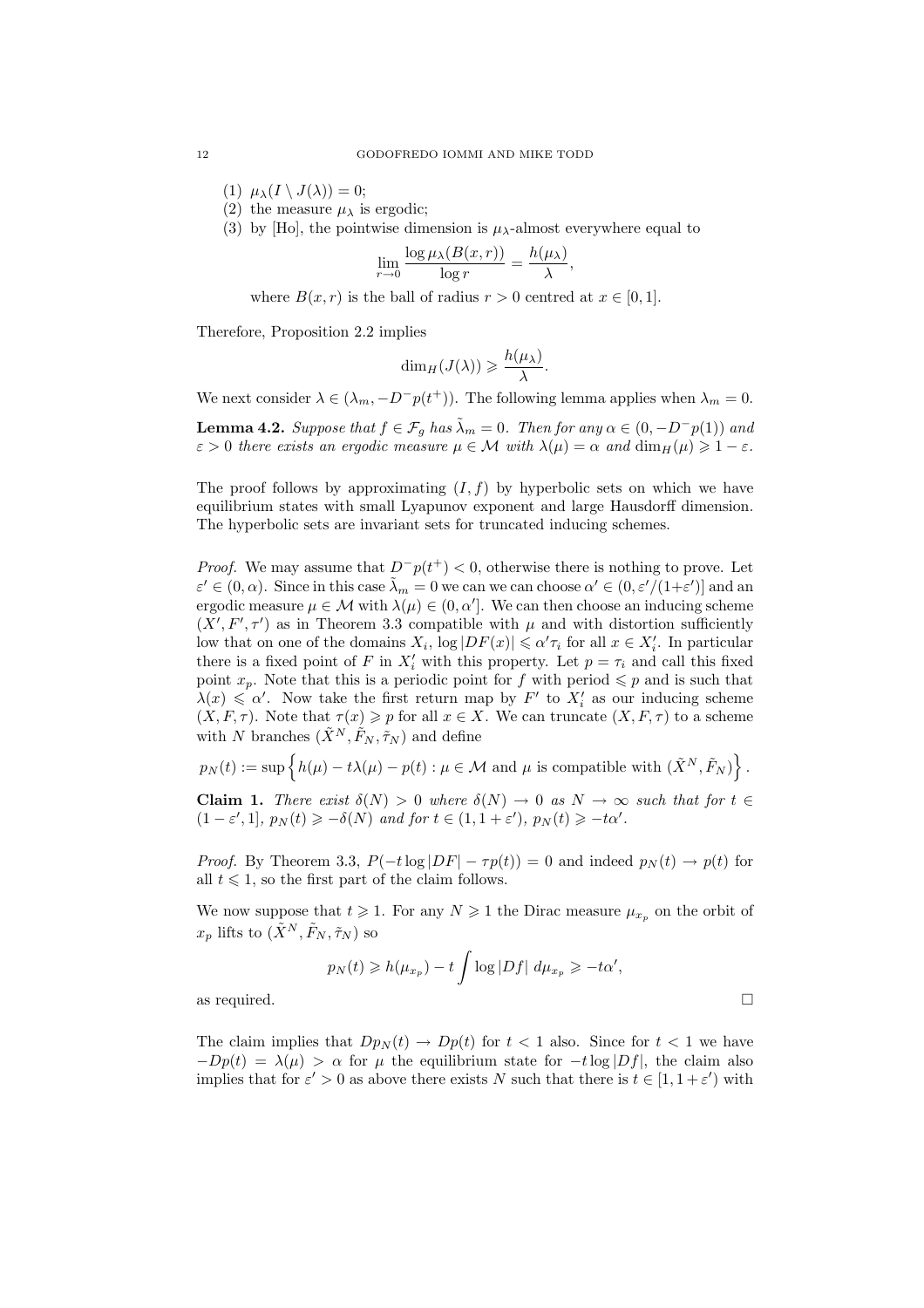(1) $\mu_\lambda(I \setminus J(\lambda)) = 0$;
(2) the measure $\mu_\lambda$ is ergodic;
(3) by [Ho], the pointwise dimension is $\mu_\lambda$-almost everywhere equal to

$$\lim_{r\to 0} \frac{\log \mu_\lambda(B(x,r))}{\log r} = \frac{h(\mu_\lambda)}{\lambda},$$

where $B(x,r)$ is the ball of radius $r > 0$ centred at $x \in [0,1]$.

Therefore, Proposition 2.2 implies

$$\dim_H(J(\lambda)) \geqslant \frac{h(\mu_\lambda)}{\lambda}.$$

We next consider $\lambda \in (\lambda_m, -D^-p(t^+))$. The following lemma applies when $\lambda_m = 0$.

**Lemma 4.2.** *Suppose that $f \in \mathcal{F}_g$ has $\tilde{\lambda}_m = 0$. Then for any $\alpha \in (0, -D^-p(1))$ and $\varepsilon > 0$ there exists an ergodic measure $\mu \in \mathcal{M}$ with $\lambda(\mu) = \alpha$ and $\dim_H(\mu) \geqslant 1 - \varepsilon$.*

The proof follows by approximating $(I, f)$ by hyperbolic sets on which we have equilibrium states with small Lyapunov exponent and large Hausdorff dimension. The hyperbolic sets are invariant sets for truncated inducing schemes.

*Proof.* We may assume that $D^-p(t^+) < 0$, otherwise there is nothing to prove. Let $\varepsilon' \in (0, \alpha)$. Since in this case $\tilde{\lambda}_m = 0$ we can we can choose $\alpha' \in (0, \varepsilon'/(1+\varepsilon')]$ and an ergodic measure $\mu \in \mathcal{M}$ with $\lambda(\mu) \in (0, \alpha']$. We can then choose an inducing scheme $(X', F', \tau')$ as in Theorem 3.3 compatible with $\mu$ and with distortion sufficiently low that on one of the domains $X_i$, $\log |DF(x)| \leqslant \alpha' \tau_i$ for all $x \in X_i'$. In particular there is a fixed point of $F$ in $X_i'$ with this property. Let $p = \tau_i$ and call this fixed point $x_p$. Note that this is a periodic point for $f$ with period $\leqslant p$ and is such that $\lambda(x) \leqslant \alpha'$. Now take the first return map by $F'$ to $X_i'$ as our inducing scheme $(X, F, \tau)$. Note that $\tau(x) \geqslant p$ for all $x \in X$. We can truncate $(X, F, \tau)$ to a scheme with $N$ branches $(\tilde{X}^N, \tilde{F}_N, \tilde{\tau}_N)$ and define

$$p_N(t) := \sup\left\{ h(\mu) - t\lambda(\mu) - p(t) : \mu \in \mathcal{M} \text{ and } \mu \text{ is compatible with } (\tilde{X}^N, \tilde{F}_N) \right\}.$$

**Claim 1.** *There exist $\delta(N) > 0$ where $\delta(N) \to 0$ as $N \to \infty$ such that for $t \in (1-\varepsilon', 1]$, $p_N(t) \geqslant -\delta(N)$ and for $t \in (1, 1+\varepsilon')$, $p_N(t) \geqslant -t\alpha'$.*

*Proof.* By Theorem 3.3, $P(-t\log|DF| - \tau p(t)) = 0$ and indeed $p_N(t) \to p(t)$ for all $t \leqslant 1$, so the first part of the claim follows.

We now suppose that $t \geqslant 1$. For any $N \geqslant 1$ the Dirac measure $\mu_{x_p}$ on the orbit of $x_p$ lifts to $(\tilde{X}^N, \tilde{F}_N, \tilde{\tau}_N)$ so

$$p_N(t) \geqslant h(\mu_{x_p}) - t \int \log|Df| \, d\mu_{x_p} \geqslant -t\alpha',$$

as required. $\square$

The claim implies that $Dp_N(t) \to Dp(t)$ for $t < 1$ also. Since for $t < 1$ we have $-Dp(t) = \lambda(\mu) > \alpha$ for $\mu$ the equilibrium state for $-t\log|Df|$, the claim also implies that for $\varepsilon' > 0$ as above there exists $N$ such that there is $t \in [1, 1+\varepsilon')$ with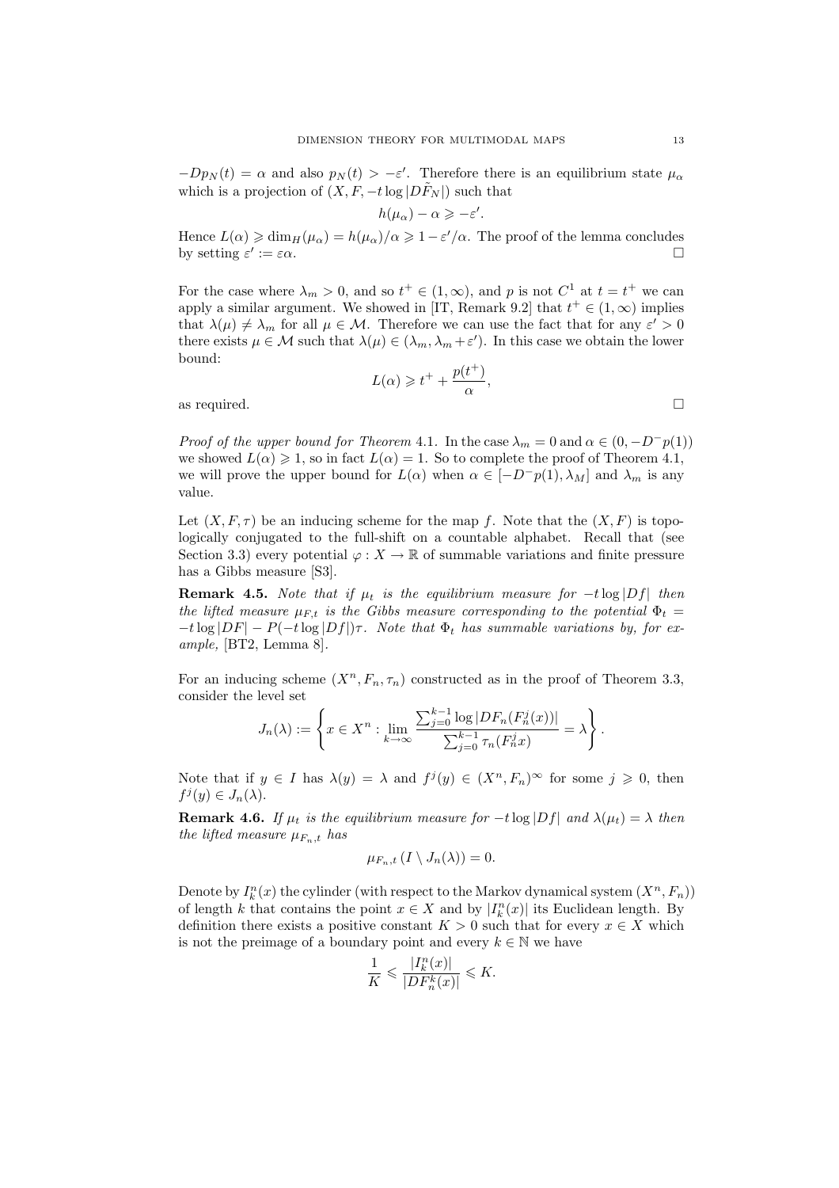$-Dp_N(t) = \alpha$ and also $p_N(t) > -\varepsilon'$. Therefore there is an equilibrium state $\mu_\alpha$ which is a projection of $(X, F, -t\log|D\tilde{F}_N|)$ such that

$$h(\mu_\alpha) - \alpha \geqslant -\varepsilon'.$$

Hence $L(\alpha) \geqslant \dim_H(\mu_\alpha) = h(\mu_\alpha)/\alpha \geqslant 1 - \varepsilon'/\alpha$. The proof of the lemma concludes by setting $\varepsilon' := \varepsilon\alpha$. □

For the case where $\lambda_m > 0$, and so $t^+ \in (1, \infty)$, and $p$ is not $C^1$ at $t = t^+$ we can apply a similar argument. We showed in [IT, Remark 9.2] that $t^+ \in (1, \infty)$ implies that $\lambda(\mu) \neq \lambda_m$ for all $\mu \in \mathcal{M}$. Therefore we can use the fact that for any $\varepsilon' > 0$ there exists $\mu \in \mathcal{M}$ such that $\lambda(\mu) \in (\lambda_m, \lambda_m + \varepsilon')$. In this case we obtain the lower bound:

$$L(\alpha) \geqslant t^+ + \frac{p(t^+)}{\alpha},$$

as required. □

*Proof of the upper bound for Theorem* 4.1. In the case $\lambda_m = 0$ and $\alpha \in (0, -D^-p(1))$ we showed $L(\alpha) \geqslant 1$, so in fact $L(\alpha) = 1$. So to complete the proof of Theorem 4.1, we will prove the upper bound for $L(\alpha)$ when $\alpha \in [-D^-p(1), \lambda_M]$ and $\lambda_m$ is any value.

Let $(X, F, \tau)$ be an inducing scheme for the map $f$. Note that the $(X, F)$ is topologically conjugated to the full-shift on a countable alphabet. Recall that (see Section 3.3) every potential $\varphi : X \to \mathbb{R}$ of summable variations and finite pressure has a Gibbs measure [S3].

**Remark 4.5.** *Note that if $\mu_t$ is the equilibrium measure for $-t\log|Df|$ then the lifted measure $\mu_{F,t}$ is the Gibbs measure corresponding to the potential $\Phi_t = -t\log|DF| - P(-t\log|Df|)\tau$. Note that $\Phi_t$ has summable variations by, for example,* [BT2, Lemma 8]*.*

For an inducing scheme $(X^n, F_n, \tau_n)$ constructed as in the proof of Theorem 3.3, consider the level set

$$J_n(\lambda) := \left\{ x \in X^n : \lim_{k\to\infty} \frac{\sum_{j=0}^{k-1} \log|DF_n(F_n^j(x))|}{\sum_{j=0}^{k-1} \tau_n(F_n^j x)} = \lambda \right\}.$$

Note that if $y \in I$ has $\lambda(y) = \lambda$ and $f^j(y) \in (X^n, F_n)^\infty$ for some $j \geqslant 0$, then $f^j(y) \in J_n(\lambda)$.

**Remark 4.6.** *If $\mu_t$ is the equilibrium measure for $-t\log|Df|$ and $\lambda(\mu_t) = \lambda$ then the lifted measure $\mu_{F_n,t}$ has*

$$\mu_{F_n,t}\left(I \setminus J_n(\lambda)\right) = 0.$$

Denote by $I_k^n(x)$ the cylinder (with respect to the Markov dynamical system $(X^n, F_n)$) of length $k$ that contains the point $x \in X$ and by $|I_k^n(x)|$ its Euclidean length. By definition there exists a positive constant $K > 0$ such that for every $x \in X$ which is not the preimage of a boundary point and every $k \in \mathbb{N}$ we have

$$\frac{1}{K} \leqslant \frac{|I_k^n(x)|}{|DF_n^k(x)|} \leqslant K.$$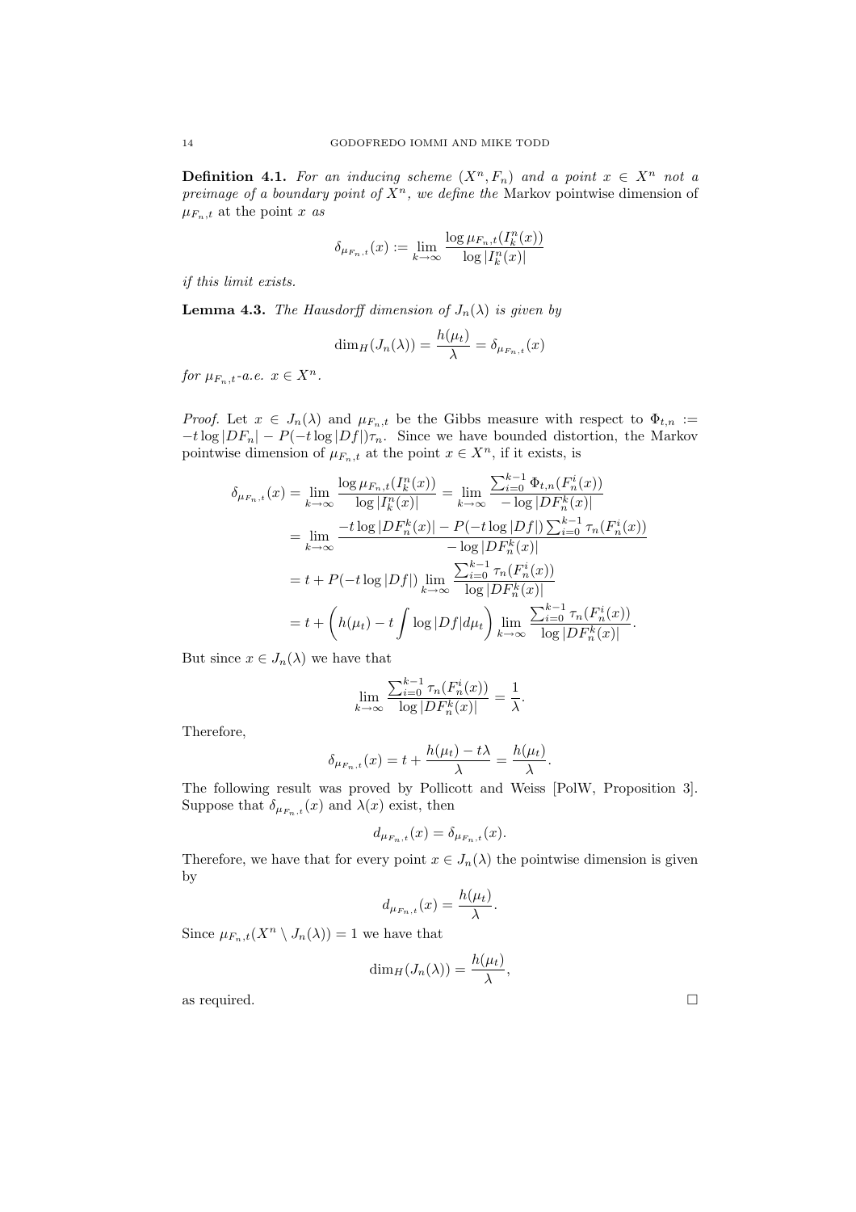**Definition 4.1.** *For an inducing scheme $(X^n, F_n)$ and a point $x \in X^n$ not a preimage of a boundary point of $X^n$, we define the* Markov pointwise dimension of $\mu_{F_n,t}$ at the point $x$ *as*

$$\delta_{\mu_{F_n,t}}(x) := \lim_{k\to\infty} \frac{\log \mu_{F_n,t}(I_k^n(x))}{\log |I_k^n(x)|}$$

*if this limit exists.*

**Lemma 4.3.** *The Hausdorff dimension of $J_n(\lambda)$ is given by*

$$\dim_H(J_n(\lambda)) = \frac{h(\mu_t)}{\lambda} = \delta_{\mu_{F_n,t}}(x)$$

*for $\mu_{F_n,t}$-a.e. $x \in X^n$.*

*Proof.* Let $x \in J_n(\lambda)$ and $\mu_{F_n,t}$ be the Gibbs measure with respect to $\Phi_{t,n} := -t\log|DF_n| - P(-t\log|Df|)\tau_n$. Since we have bounded distortion, the Markov pointwise dimension of $\mu_{F_n,t}$ at the point $x \in X^n$, if it exists, is

$$\begin{aligned}
\delta_{\mu_{F_n,t}}(x) &= \lim_{k\to\infty} \frac{\log \mu_{F_n,t}(I_k^n(x))}{\log |I_k^n(x)|} = \lim_{k\to\infty} \frac{\sum_{i=0}^{k-1} \Phi_{t,n}(F_n^i(x))}{-\log|DF_n^k(x)|} \\
&= \lim_{k\to\infty} \frac{-t\log|DF_n^k(x)| - P(-t\log|Df|)\sum_{i=0}^{k-1}\tau_n(F_n^i(x))}{-\log|DF_n^k(x)|} \\
&= t + P(-t\log|Df|) \lim_{k\to\infty} \frac{\sum_{i=0}^{k-1}\tau_n(F_n^i(x))}{\log|DF_n^k(x)|} \\
&= t + \left(h(\mu_t) - t\int \log|Df|d\mu_t\right) \lim_{k\to\infty} \frac{\sum_{i=0}^{k-1}\tau_n(F_n^i(x))}{\log|DF_n^k(x)|}.
\end{aligned}$$

But since $x \in J_n(\lambda)$ we have that

$$\lim_{k\to\infty} \frac{\sum_{i=0}^{k-1}\tau_n(F_n^i(x))}{\log|DF_n^k(x)|} = \frac{1}{\lambda}.$$

Therefore,

$$\delta_{\mu_{F_n,t}}(x) = t + \frac{h(\mu_t) - t\lambda}{\lambda} = \frac{h(\mu_t)}{\lambda}.$$

The following result was proved by Pollicott and Weiss [PolW, Proposition 3]. Suppose that $\delta_{\mu_{F_n,t}}(x)$ and $\lambda(x)$ exist, then

$$d_{\mu_{F_n,t}}(x) = \delta_{\mu_{F_n,t}}(x).$$

Therefore, we have that for every point $x \in J_n(\lambda)$ the pointwise dimension is given by

$$d_{\mu_{F_n,t}}(x) = \frac{h(\mu_t)}{\lambda}.$$

Since $\mu_{F_n,t}(X^n \setminus J_n(\lambda)) = 1$ we have that

$$\dim_H(J_n(\lambda)) = \frac{h(\mu_t)}{\lambda},$$

as required. □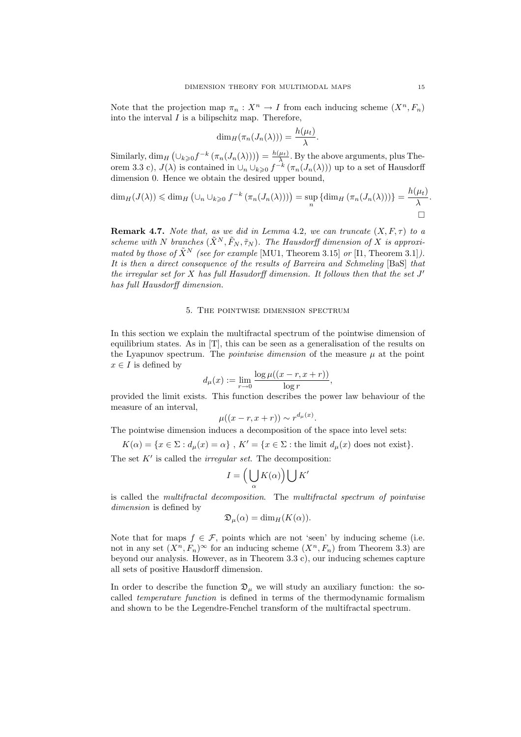Note that the projection map $\pi_n : X^n \to I$ from each inducing scheme $(X^n, F_n)$ into the interval $I$ is a bilipschitz map. Therefore,

$$\dim_H(\pi_n(J_n(\lambda))) = \frac{h(\mu_t)}{\lambda}.$$

Similarly, $\dim_H\left(\cup_{k\geqslant 0} f^{-k}\left(\pi_n(J_n(\lambda))\right)\right) = \frac{h(\mu_t)}{\lambda}$. By the above arguments, plus Theorem 3.3 c), $J(\lambda)$ is contained in $\cup_n \cup_{k\geqslant 0} f^{-k}\left(\pi_n(J_n(\lambda))\right)$ up to a set of Hausdorff dimension 0. Hence we obtain the desired upper bound,

$$\dim_H(J(\lambda)) \leqslant \dim_H\left(\cup_n \cup_{k\geqslant 0} f^{-k}\left(\pi_n(J_n(\lambda))\right)\right) = \sup_n\left\{\dim_H\left(\pi_n(J_n(\lambda))\right)\right\} = \frac{h(\mu_t)}{\lambda}.$$

□

**Remark 4.7.** *Note that, as we did in Lemma 4.2, we can truncate $(X, F, \tau)$ to a scheme with $N$ branches $(\tilde{X}^N, \tilde{F}_N, \tilde{\tau}_N)$. The Hausdorff dimension of $X$ is approximated by those of $\tilde{X}^N$ (see for example [MU1, Theorem 3.15] or [I1, Theorem 3.1]). It is then a direct consequence of the results of Barreira and Schmeling [BaS] that the irregular set for $X$ has full Hasudorff dimension. It follows then that the set $J'$ has full Hausdorff dimension.*

## 5. The pointwise dimension spectrum

In this section we explain the multifractal spectrum of the pointwise dimension of equilibrium states. As in [T], this can be seen as a generalisation of the results on the Lyapunov spectrum. The *pointwise dimension* of the measure $\mu$ at the point $x \in I$ is defined by

$$d_\mu(x) := \lim_{r\to 0} \frac{\log \mu((x-r, x+r))}{\log r},$$

provided the limit exists. This function describes the power law behaviour of the measure of an interval,

$$\mu((x-r, x+r)) \sim r^{d_\mu(x)}.$$

The pointwise dimension induces a decomposition of the space into level sets:

$$K(\alpha) = \{x \in \Sigma : d_\mu(x) = \alpha\}\ ,\ K' = \{x \in \Sigma : \text{the limit } d_\mu(x) \text{ does not exist}\}.$$

The set $K'$ is called the *irregular set*. The decomposition:

$$I = \Big(\bigcup_\alpha K(\alpha)\Big) \bigcup K'$$

is called the *multifractal decomposition*. The *multifractal spectrum of pointwise dimension* is defined by

$$\mathfrak{D}_\mu(\alpha) = \dim_H(K(\alpha)).$$

Note that for maps $f \in \mathcal{F}$, points which are not 'seen' by inducing scheme (i.e. not in any set $(X^n, F_n)^\infty$ for an inducing scheme $(X^n, F_n)$ from Theorem 3.3) are beyond our analysis. However, as in Theorem 3.3 c), our inducing schemes capture all sets of positive Hausdorff dimension.

In order to describe the function $\mathfrak{D}_\mu$ we will study an auxiliary function: the so-called *temperature function* is defined in terms of the thermodynamic formalism and shown to be the Legendre-Fenchel transform of the multifractal spectrum.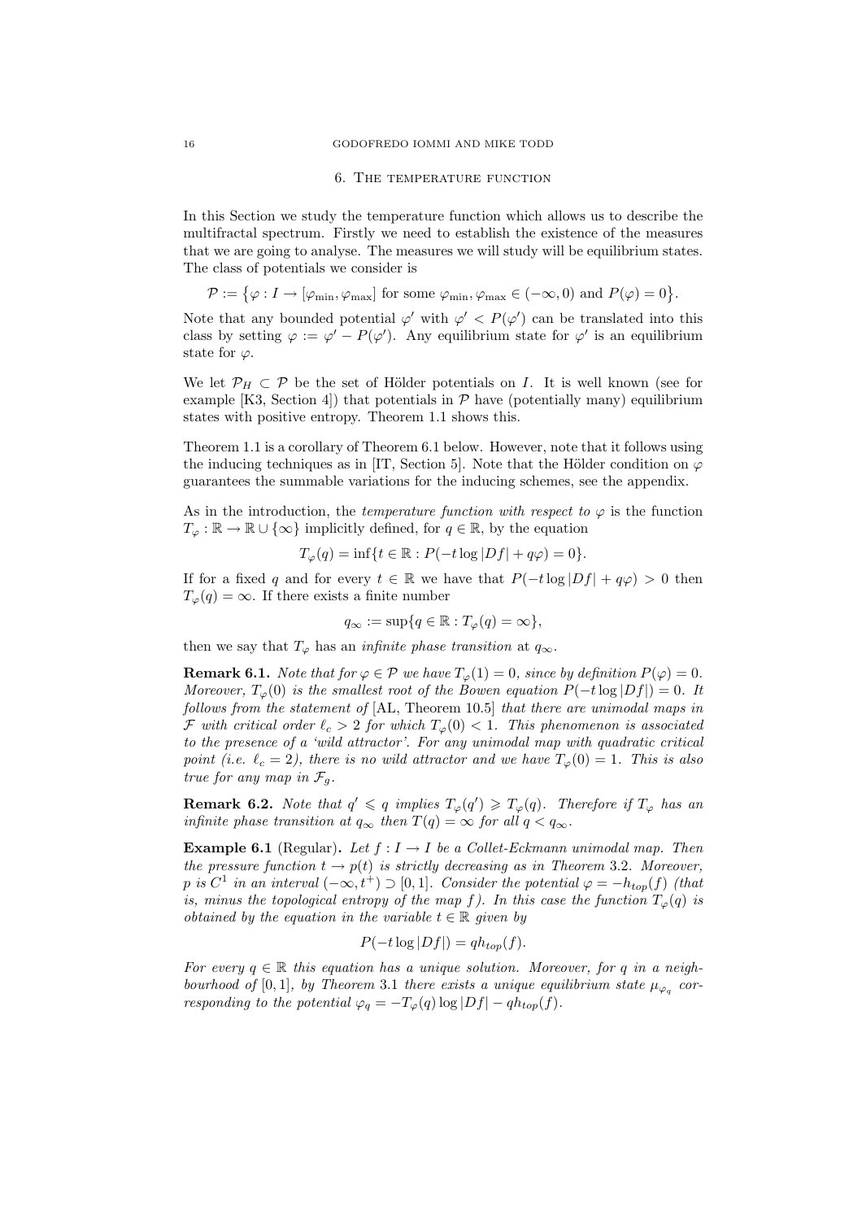## 6. The temperature function

In this Section we study the temperature function which allows us to describe the multifractal spectrum. Firstly we need to establish the existence of the measures that we are going to analyse. The measures we will study will be equilibrium states. The class of potentials we consider is

$$\mathcal{P} := \left\{ \varphi : I \to [\varphi_{\min}, \varphi_{\max}] \text{ for some } \varphi_{\min}, \varphi_{\max} \in (-\infty, 0) \text{ and } P(\varphi) = 0 \right\}.$$

Note that any bounded potential $\varphi'$ with $\varphi' < P(\varphi')$ can be translated into this class by setting $\varphi := \varphi' - P(\varphi')$. Any equilibrium state for $\varphi'$ is an equilibrium state for $\varphi$.

We let $\mathcal{P}_H \subset \mathcal{P}$ be the set of Hölder potentials on $I$. It is well known (see for example [K3, Section 4]) that potentials in $\mathcal{P}$ have (potentially many) equilibrium states with positive entropy. Theorem 1.1 shows this.

Theorem 1.1 is a corollary of Theorem 6.1 below. However, note that it follows using the inducing techniques as in [IT, Section 5]. Note that the Hölder condition on $\varphi$ guarantees the summable variations for the inducing schemes, see the appendix.

As in the introduction, the *temperature function with respect to* $\varphi$ is the function $T_\varphi : \mathbb{R} \to \mathbb{R} \cup \{\infty\}$ implicitly defined, for $q \in \mathbb{R}$, by the equation

$$T_\varphi(q) = \inf\{t \in \mathbb{R} : P(-t \log |Df| + q\varphi) = 0\}.$$

If for a fixed $q$ and for every $t \in \mathbb{R}$ we have that $P(-t \log |Df| + q\varphi) > 0$ then $T_\varphi(q) = \infty$. If there exists a finite number

$$q_\infty := \sup\{q \in \mathbb{R} : T_\varphi(q) = \infty\},$$

then we say that $T_\varphi$ has an *infinite phase transition* at $q_\infty$.

**Remark 6.1.** *Note that for $\varphi \in \mathcal{P}$ we have $T_\varphi(1) = 0$, since by definition $P(\varphi) = 0$. Moreover, $T_\varphi(0)$ is the smallest root of the Bowen equation $P(-t \log |Df|) = 0$. It follows from the statement of* [AL, Theorem 10.5] *that there are unimodal maps in $\mathcal{F}$ with critical order $\ell_c > 2$ for which $T_\varphi(0) < 1$. This phenomenon is associated to the presence of a 'wild attractor'. For any unimodal map with quadratic critical point (i.e. $\ell_c = 2$), there is no wild attractor and we have $T_\varphi(0) = 1$. This is also true for any map in $\mathcal{F}_g$.*

**Remark 6.2.** *Note that $q' \leqslant q$ implies $T_\varphi(q') \geqslant T_\varphi(q)$. Therefore if $T_\varphi$ has an infinite phase transition at $q_\infty$ then $T(q) = \infty$ for all $q < q_\infty$.*

**Example 6.1** (Regular)**.** *Let $f : I \to I$ be a Collet-Eckmann unimodal map. Then the pressure function $t \to p(t)$ is strictly decreasing as in Theorem* 3.2*. Moreover, $p$ is $C^1$ in an interval $(-\infty, t^+) \supset [0, 1]$. Consider the potential $\varphi = -h_{top}(f)$ (that is, minus the topological entropy of the map $f$). In this case the function $T_\varphi(q)$ is obtained by the equation in the variable $t \in \mathbb{R}$ given by*

$$P(-t \log |Df|) = qh_{top}(f).$$

*For every $q \in \mathbb{R}$ this equation has a unique solution. Moreover, for $q$ in a neighbourhood of $[0, 1]$, by Theorem* 3.1 *there exists a unique equilibrium state $\mu_{\varphi_q}$ corresponding to the potential $\varphi_q = -T_\varphi(q) \log |Df| - qh_{top}(f)$.*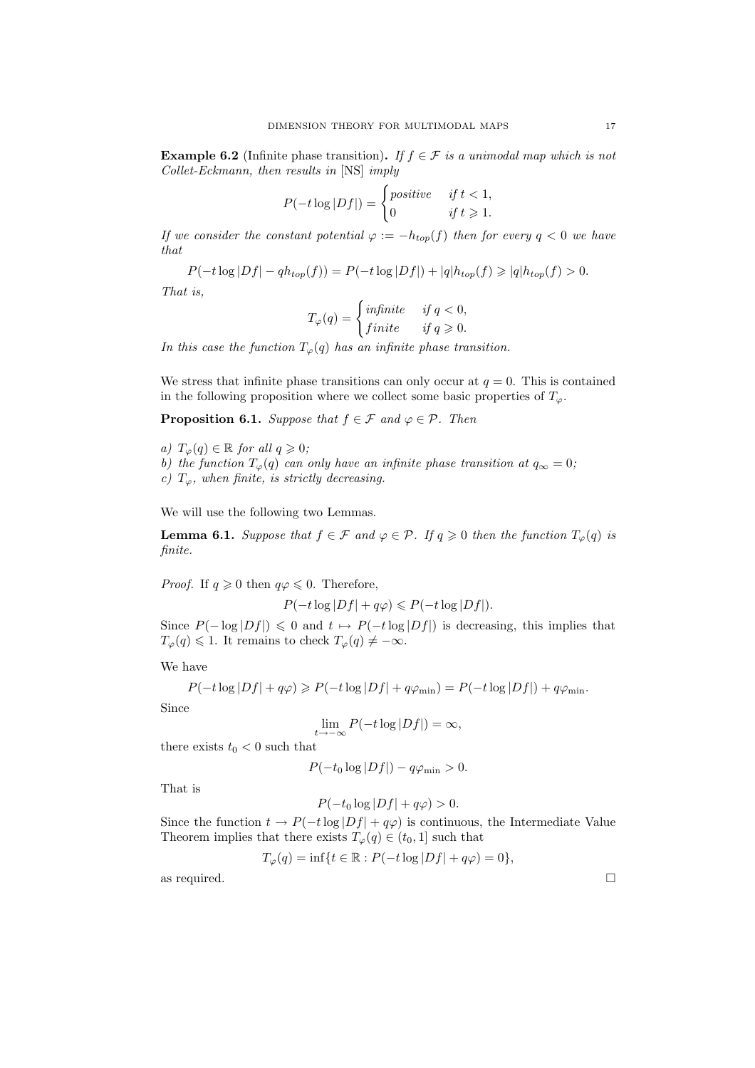**Example 6.2** (Infinite phase transition)**.** *If $f \in \mathcal{F}$ is a unimodal map which is not Collet-Eckmann, then results in* [NS] *imply*

$$P(-t\log|Df|) = \begin{cases} positive & if\ t < 1, \\ 0 & if\ t \geqslant 1. \end{cases}$$

*If we consider the constant potential $\varphi := -h_{top}(f)$ then for every $q < 0$ we have that*

$$P(-t\log|Df| - qh_{top}(f)) = P(-t\log|Df|) + |q|h_{top}(f) \geqslant |q|h_{top}(f) > 0.$$

*That is,*

$$T_\varphi(q) = \begin{cases} infinite & if\ q < 0, \\ finite & if\ q \geqslant 0. \end{cases}$$

*In this case the function $T_\varphi(q)$ has an infinite phase transition.*

We stress that infinite phase transitions can only occur at $q = 0$. This is contained in the following proposition where we collect some basic properties of $T_\varphi$.

**Proposition 6.1.** *Suppose that $f \in \mathcal{F}$ and $\varphi \in \mathcal{P}$. Then*

*a) $T_\varphi(q) \in \mathbb{R}$ for all $q \geqslant 0$;*
*b) the function $T_\varphi(q)$ can only have an infinite phase transition at $q_\infty = 0$;*
*c) $T_\varphi$, when finite, is strictly decreasing.*

We will use the following two Lemmas.

**Lemma 6.1.** *Suppose that $f \in \mathcal{F}$ and $\varphi \in \mathcal{P}$. If $q \geqslant 0$ then the function $T_\varphi(q)$ is finite.*

*Proof.* If $q \geqslant 0$ then $q\varphi \leqslant 0$. Therefore,

$$P(-t\log|Df| + q\varphi) \leqslant P(-t\log|Df|).$$

Since $P(-\log|Df|) \leqslant 0$ and $t \mapsto P(-t\log|Df|)$ is decreasing, this implies that $T_\varphi(q) \leqslant 1$. It remains to check $T_\varphi(q) \neq -\infty$.

We have

$$P(-t\log|Df| + q\varphi) \geqslant P(-t\log|Df| + q\varphi_{\min}) = P(-t\log|Df|) + q\varphi_{\min}.$$

Since

$$\lim_{t \to -\infty} P(-t\log|Df|) = \infty,$$

there exists $t_0 < 0$ such that

$$P(-t_0\log|Df|) - q\varphi_{\min} > 0.$$

That is

$$P(-t_0\log|Df| + q\varphi) > 0.$$

Since the function $t \to P(-t\log|Df| + q\varphi)$ is continuous, the Intermediate Value Theorem implies that there exists $T_\varphi(q) \in (t_0, 1]$ such that

$$T_\varphi(q) = \inf\{t \in \mathbb{R} : P(-t\log|Df| + q\varphi) = 0\},$$

as required. □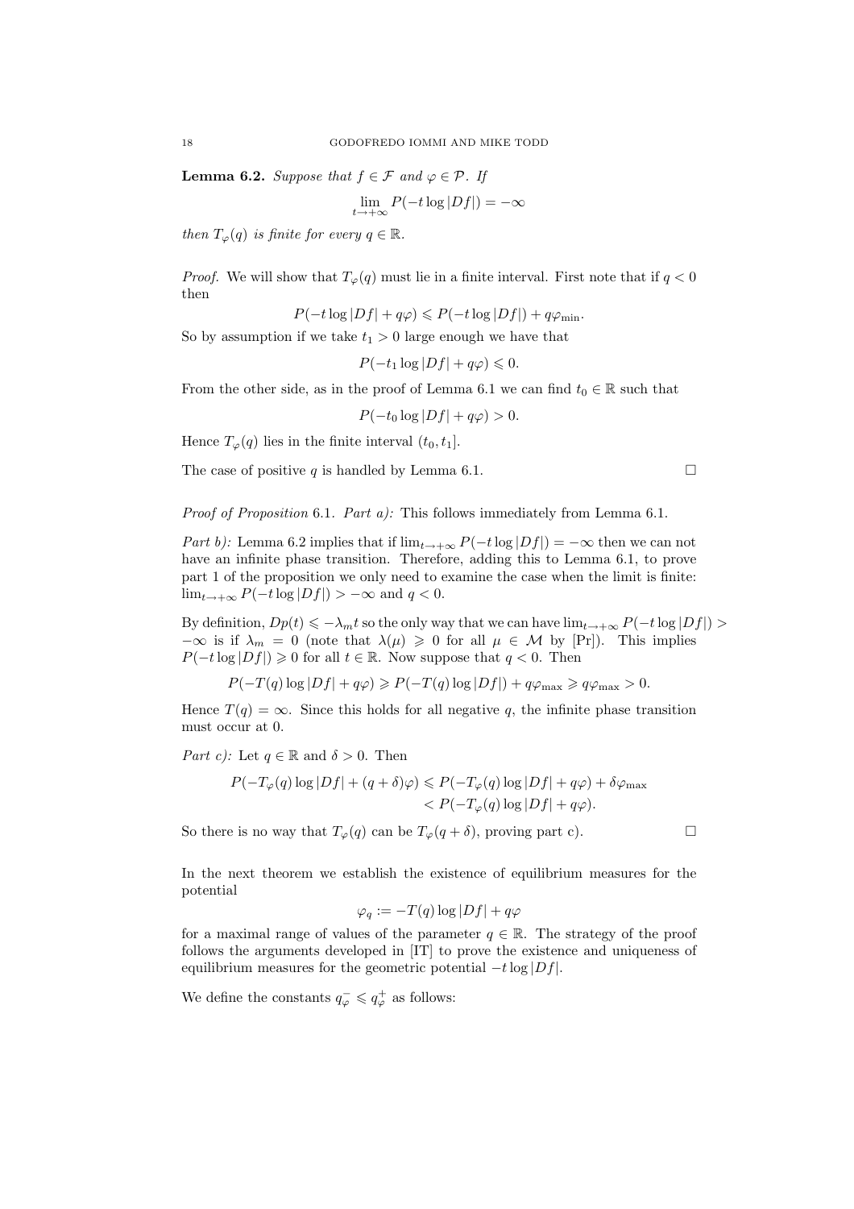**Lemma 6.2.** *Suppose that $f \in \mathcal{F}$ and $\varphi \in \mathcal{P}$. If*

$$\lim_{t \to +\infty} P(-t \log |Df|) = -\infty$$

*then $T_\varphi(q)$ is finite for every $q \in \mathbb{R}$.*

*Proof.* We will show that $T_\varphi(q)$ must lie in a finite interval. First note that if $q < 0$ then

$$P(-t \log |Df| + q\varphi) \leqslant P(-t \log |Df|) + q\varphi_{\min}.$$

So by assumption if we take $t_1 > 0$ large enough we have that

$$P(-t_1 \log |Df| + q\varphi) \leqslant 0.$$

From the other side, as in the proof of Lemma 6.1 we can find $t_0 \in \mathbb{R}$ such that

$$P(-t_0 \log |Df| + q\varphi) > 0.$$

Hence $T_\varphi(q)$ lies in the finite interval $(t_0, t_1]$.

The case of positive $q$ is handled by Lemma 6.1. □

*Proof of Proposition* 6.1. *Part a):* This follows immediately from Lemma 6.1.

*Part b):* Lemma 6.2 implies that if $\lim_{t \to +\infty} P(-t \log |Df|) = -\infty$ then we can not have an infinite phase transition. Therefore, adding this to Lemma 6.1, to prove part 1 of the proposition we only need to examine the case when the limit is finite: $\lim_{t \to +\infty} P(-t \log |Df|) > -\infty$ and $q < 0$.

By definition, $Dp(t) \leqslant -\lambda_m t$ so the only way that we can have $\lim_{t \to +\infty} P(-t \log |Df|) > -\infty$ is if $\lambda_m = 0$ (note that $\lambda(\mu) \geqslant 0$ for all $\mu \in \mathcal{M}$ by [Pr]). This implies $P(-t \log |Df|) \geqslant 0$ for all $t \in \mathbb{R}$. Now suppose that $q < 0$. Then

$$P(-T(q) \log |Df| + q\varphi) \geqslant P(-T(q) \log |Df|) + q\varphi_{\max} \geqslant q\varphi_{\max} > 0.$$

Hence $T(q) = \infty$. Since this holds for all negative $q$, the infinite phase transition must occur at 0.

*Part c):* Let $q \in \mathbb{R}$ and $\delta > 0$. Then

$$\begin{aligned} P(-T_\varphi(q) \log |Df| + (q + \delta)\varphi) &\leqslant P(-T_\varphi(q) \log |Df| + q\varphi) + \delta\varphi_{\max} \\ &< P(-T_\varphi(q) \log |Df| + q\varphi). \end{aligned}$$

So there is no way that $T_\varphi(q)$ can be $T_\varphi(q + \delta)$, proving part c). □

In the next theorem we establish the existence of equilibrium measures for the potential

$$\varphi_q := -T(q) \log |Df| + q\varphi$$

for a maximal range of values of the parameter $q \in \mathbb{R}$. The strategy of the proof follows the arguments developed in [IT] to prove the existence and uniqueness of equilibrium measures for the geometric potential $-t \log |Df|$.

We define the constants $q_\varphi^- \leqslant q_\varphi^+$ as follows: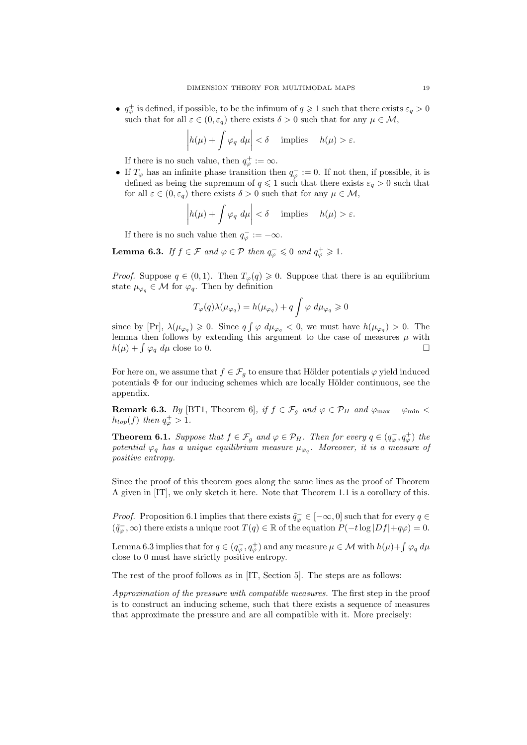- $q_\varphi^+$ is defined, if possible, to be the infimum of $q \geqslant 1$ such that there exists $\varepsilon_q > 0$ such that for all $\varepsilon \in (0, \varepsilon_q)$ there exists $\delta > 0$ such that for any $\mu \in \mathcal{M}$,
$$\left| h(\mu) + \int \varphi_q \, d\mu \right| < \delta \quad \text{implies} \quad h(\mu) > \varepsilon.$$
If there is no such value, then $q_\varphi^+ := \infty$.
- If $T_\varphi$ has an infinite phase transition then $q_\varphi^- := 0$. If not then, if possible, it is defined as being the supremum of $q \leqslant 1$ such that there exists $\varepsilon_q > 0$ such that for all $\varepsilon \in (0, \varepsilon_q)$ there exists $\delta > 0$ such that for any $\mu \in \mathcal{M}$,
$$\left| h(\mu) + \int \varphi_q \, d\mu \right| < \delta \quad \text{implies} \quad h(\mu) > \varepsilon.$$
If there is no such value then $q_\varphi^- := -\infty$.

**Lemma 6.3.** *If $f \in \mathcal{F}$ and $\varphi \in \mathcal{P}$ then $q_\varphi^- \leqslant 0$ and $q_\varphi^+ \geqslant 1$.*

*Proof.* Suppose $q \in (0, 1)$. Then $T_\varphi(q) \geqslant 0$. Suppose that there is an equilibrium state $\mu_{\varphi_q} \in \mathcal{M}$ for $\varphi_q$. Then by definition
$$T_\varphi(q) \lambda(\mu_{\varphi_q}) = h(\mu_{\varphi_q}) + q \int \varphi \, d\mu_{\varphi_q} \geqslant 0$$
since by [Pr], $\lambda(\mu_{\varphi_q}) \geqslant 0$. Since $q \int \varphi \, d\mu_{\varphi_q} < 0$, we must have $h(\mu_{\varphi_q}) > 0$. The lemma then follows by extending this argument to the case of measures $\mu$ with $h(\mu) + \int \varphi_q \, d\mu$ close to 0. $\square$

For here on, we assume that $f \in \mathcal{F}_g$ to ensure that Hölder potentials $\varphi$ yield induced potentials $\Phi$ for our inducing schemes which are locally Hölder continuous, see the appendix.

**Remark 6.3.** *By* [BT1, Theorem 6]*, if $f \in \mathcal{F}_g$ and $\varphi \in \mathcal{P}_H$ and $\varphi_{\max} - \varphi_{\min} < h_{top}(f)$ then $q_\varphi^+ > 1$.*

**Theorem 6.1.** *Suppose that $f \in \mathcal{F}_g$ and $\varphi \in \mathcal{P}_H$. Then for every $q \in (q_\varphi^-, q_\varphi^+)$ the potential $\varphi_q$ has a unique equilibrium measure $\mu_{\varphi_q}$. Moreover, it is a measure of positive entropy.*

Since the proof of this theorem goes along the same lines as the proof of Theorem A given in [IT], we only sketch it here. Note that Theorem 1.1 is a corollary of this.

*Proof.* Proposition 6.1 implies that there exists $\tilde{q}_\varphi^- \in [-\infty, 0]$ such that for every $q \in (\tilde{q}_\varphi^-, \infty)$ there exists a unique root $T(q) \in \mathbb{R}$ of the equation $P(-t \log |Df| + q\varphi) = 0$.

Lemma 6.3 implies that for $q \in (q_\varphi^-, q_\varphi^+)$ and any measure $\mu \in \mathcal{M}$ with $h(\mu) + \int \varphi_q \, d\mu$ close to 0 must have strictly positive entropy.

The rest of the proof follows as in [IT, Section 5]. The steps are as follows:

*Approximation of the pressure with compatible measures.* The first step in the proof is to construct an inducing scheme, such that there exists a sequence of measures that approximate the pressure and are all compatible with it. More precisely: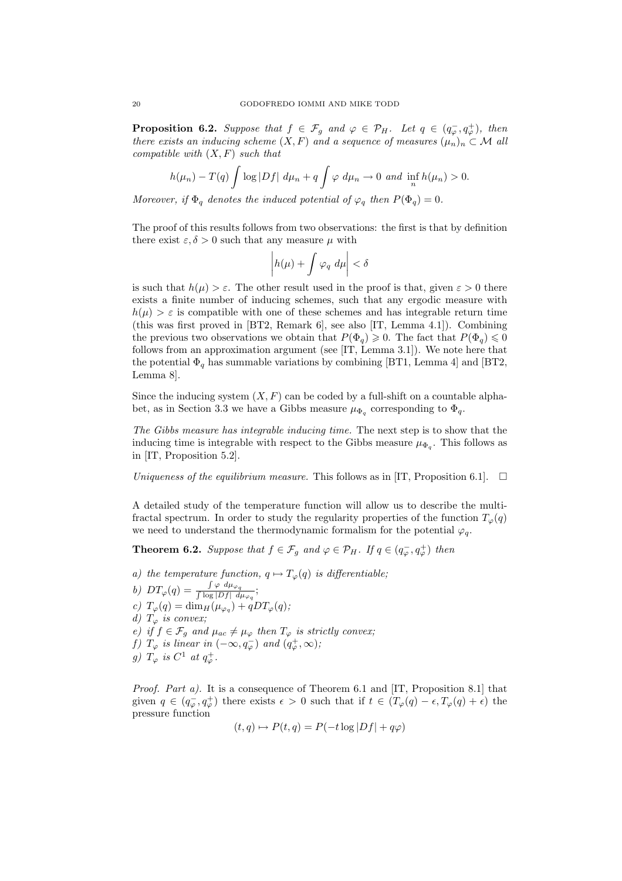**Proposition 6.2.** *Suppose that $f \in \mathcal{F}_g$ and $\varphi \in \mathcal{P}_H$. Let $q \in (q_\varphi^-, q_\varphi^+)$, then there exists an inducing scheme $(X, F)$ and a sequence of measures $(\mu_n)_n \subset \mathcal{M}$ all compatible with $(X, F)$ such that*

$$h(\mu_n) - T(q) \int \log |Df| \, d\mu_n + q \int \varphi \, d\mu_n \to 0 \text{ and } \inf_n h(\mu_n) > 0.$$

*Moreover, if $\Phi_q$ denotes the induced potential of $\varphi_q$ then $P(\Phi_q) = 0$.*

The proof of this results follows from two observations: the first is that by definition there exist $\varepsilon, \delta > 0$ such that any measure $\mu$ with

$$\left| h(\mu) + \int \varphi_q \, d\mu \right| < \delta$$

is such that $h(\mu) > \varepsilon$. The other result used in the proof is that, given $\varepsilon > 0$ there exists a finite number of inducing schemes, such that any ergodic measure with $h(\mu) > \varepsilon$ is compatible with one of these schemes and has integrable return time (this was first proved in [BT2, Remark 6], see also [IT, Lemma 4.1]). Combining the previous two observations we obtain that $P(\Phi_q) \geqslant 0$. The fact that $P(\Phi_q) \leqslant 0$ follows from an approximation argument (see [IT, Lemma 3.1]). We note here that the potential $\Phi_q$ has summable variations by combining [BT1, Lemma 4] and [BT2, Lemma 8].

Since the inducing system $(X, F)$ can be coded by a full-shift on a countable alphabet, as in Section 3.3 we have a Gibbs measure $\mu_{\Phi_q}$ corresponding to $\Phi_q$.

*The Gibbs measure has integrable inducing time.* The next step is to show that the inducing time is integrable with respect to the Gibbs measure $\mu_{\Phi_q}$. This follows as in [IT, Proposition 5.2].

*Uniqueness of the equilibrium measure.* This follows as in [IT, Proposition 6.1]. □

A detailed study of the temperature function will allow us to describe the multifractal spectrum. In order to study the regularity properties of the function $T_\varphi(q)$ we need to understand the thermodynamic formalism for the potential $\varphi_q$.

**Theorem 6.2.** *Suppose that $f \in \mathcal{F}_g$ and $\varphi \in \mathcal{P}_H$. If $q \in (q_\varphi^-, q_\varphi^+)$ then*

*a) the temperature function, $q \mapsto T_\varphi(q)$ is differentiable;*
*b) $DT_\varphi(q) = \frac{\int \varphi \, d\mu_{\varphi_q}}{\int \log |Df| \, d\mu_{\varphi_q}}$;*
*c) $T_\varphi(q) = \dim_H(\mu_{\varphi_q}) + qDT_\varphi(q)$;*
*d) $T_\varphi$ is convex;*
*e) if $f \in \mathcal{F}_g$ and $\mu_{ac} \neq \mu_\varphi$ then $T_\varphi$ is strictly convex;*
*f) $T_\varphi$ is linear in $(-\infty, q_\varphi^-)$ and $(q_\varphi^+, \infty)$;*
*g) $T_\varphi$ is $C^1$ at $q_\varphi^+$.*

*Proof. Part a).* It is a consequence of Theorem 6.1 and [IT, Proposition 8.1] that given $q \in (q_\varphi^-, q_\varphi^+)$ there exists $\epsilon > 0$ such that if $t \in (T_\varphi(q) - \epsilon, T_\varphi(q) + \epsilon)$ the pressure function

$$(t, q) \mapsto P(t, q) = P(-t \log |Df| + q\varphi)$$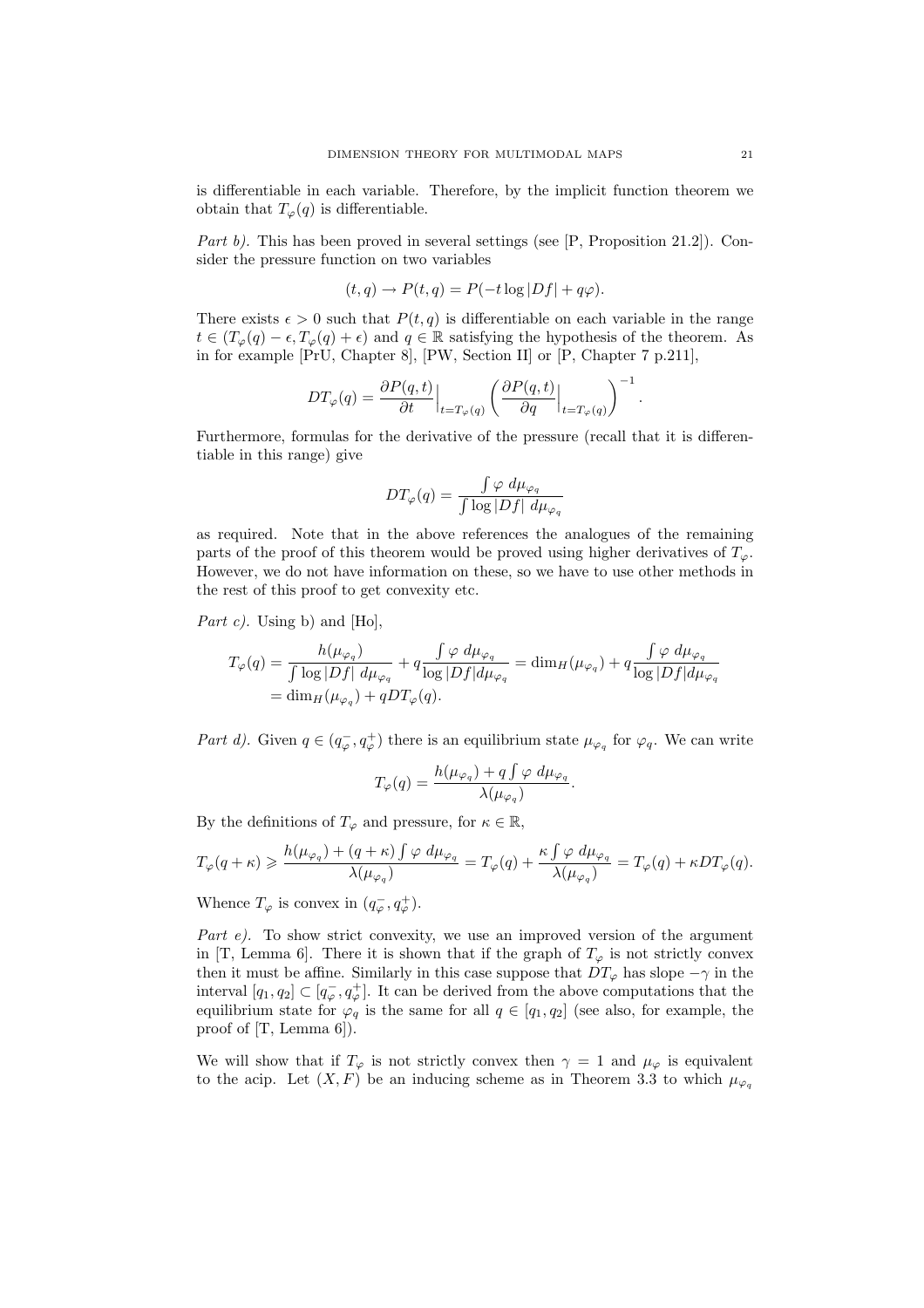is differentiable in each variable. Therefore, by the implicit function theorem we obtain that $T_\varphi(q)$ is differentiable.

*Part b).* This has been proved in several settings (see [P, Proposition 21.2]). Consider the pressure function on two variables

$$(t, q) \to P(t, q) = P(-t \log |Df| + q\varphi).$$

There exists $\epsilon > 0$ such that $P(t, q)$ is differentiable on each variable in the range $t \in (T_\varphi(q) - \epsilon, T_\varphi(q) + \epsilon)$ and $q \in \mathbb{R}$ satisfying the hypothesis of the theorem. As in for example [PrU, Chapter 8], [PW, Section II] or [P, Chapter 7 p.211],

$$DT_\varphi(q) = \frac{\partial P(q,t)}{\partial t}\Big|_{t=T_\varphi(q)} \left( \frac{\partial P(q,t)}{\partial q}\Big|_{t=T_\varphi(q)} \right)^{-1}.$$

Furthermore, formulas for the derivative of the pressure (recall that it is differentiable in this range) give

$$DT_\varphi(q) = \frac{\int \varphi \, d\mu_{\varphi_q}}{\int \log |Df| \, d\mu_{\varphi_q}}$$

as required. Note that in the above references the analogues of the remaining parts of the proof of this theorem would be proved using higher derivatives of $T_\varphi$. However, we do not have information on these, so we have to use other methods in the rest of this proof to get convexity etc.

*Part c).* Using b) and [Ho],

$$\begin{aligned} T_\varphi(q) &= \frac{h(\mu_{\varphi_q})}{\int \log |Df| \, d\mu_{\varphi_q}} + q \frac{\int \varphi \, d\mu_{\varphi_q}}{\log |Df| d\mu_{\varphi_q}} = \dim_H(\mu_{\varphi_q}) + q \frac{\int \varphi \, d\mu_{\varphi_q}}{\log |Df| d\mu_{\varphi_q}} \\ &= \dim_H(\mu_{\varphi_q}) + q DT_\varphi(q). \end{aligned}$$

*Part d).* Given $q \in (q_\varphi^-, q_\varphi^+)$ there is an equilibrium state $\mu_{\varphi_q}$ for $\varphi_q$. We can write

$$T_\varphi(q) = \frac{h(\mu_{\varphi_q}) + q \int \varphi \, d\mu_{\varphi_q}}{\lambda(\mu_{\varphi_q})}.$$

By the definitions of $T_\varphi$ and pressure, for $\kappa \in \mathbb{R}$,

$$T_\varphi(q + \kappa) \geqslant \frac{h(\mu_{\varphi_q}) + (q+\kappa) \int \varphi \, d\mu_{\varphi_q}}{\lambda(\mu_{\varphi_q})} = T_\varphi(q) + \frac{\kappa \int \varphi \, d\mu_{\varphi_q}}{\lambda(\mu_{\varphi_q})} = T_\varphi(q) + \kappa DT_\varphi(q).$$

Whence $T_\varphi$ is convex in $(q_\varphi^-, q_\varphi^+)$.

*Part e).* To show strict convexity, we use an improved version of the argument in [T, Lemma 6]. There it is shown that if the graph of $T_\varphi$ is not strictly convex then it must be affine. Similarly in this case suppose that $DT_\varphi$ has slope $-\gamma$ in the interval $[q_1, q_2] \subset [q_\varphi^-, q_\varphi^+]$. It can be derived from the above computations that the equilibrium state for $\varphi_q$ is the same for all $q \in [q_1, q_2]$ (see also, for example, the proof of [T, Lemma 6]).

We will show that if $T_\varphi$ is not strictly convex then $\gamma = 1$ and $\mu_\varphi$ is equivalent to the acip. Let $(X, F)$ be an inducing scheme as in Theorem 3.3 to which $\mu_{\varphi_q}$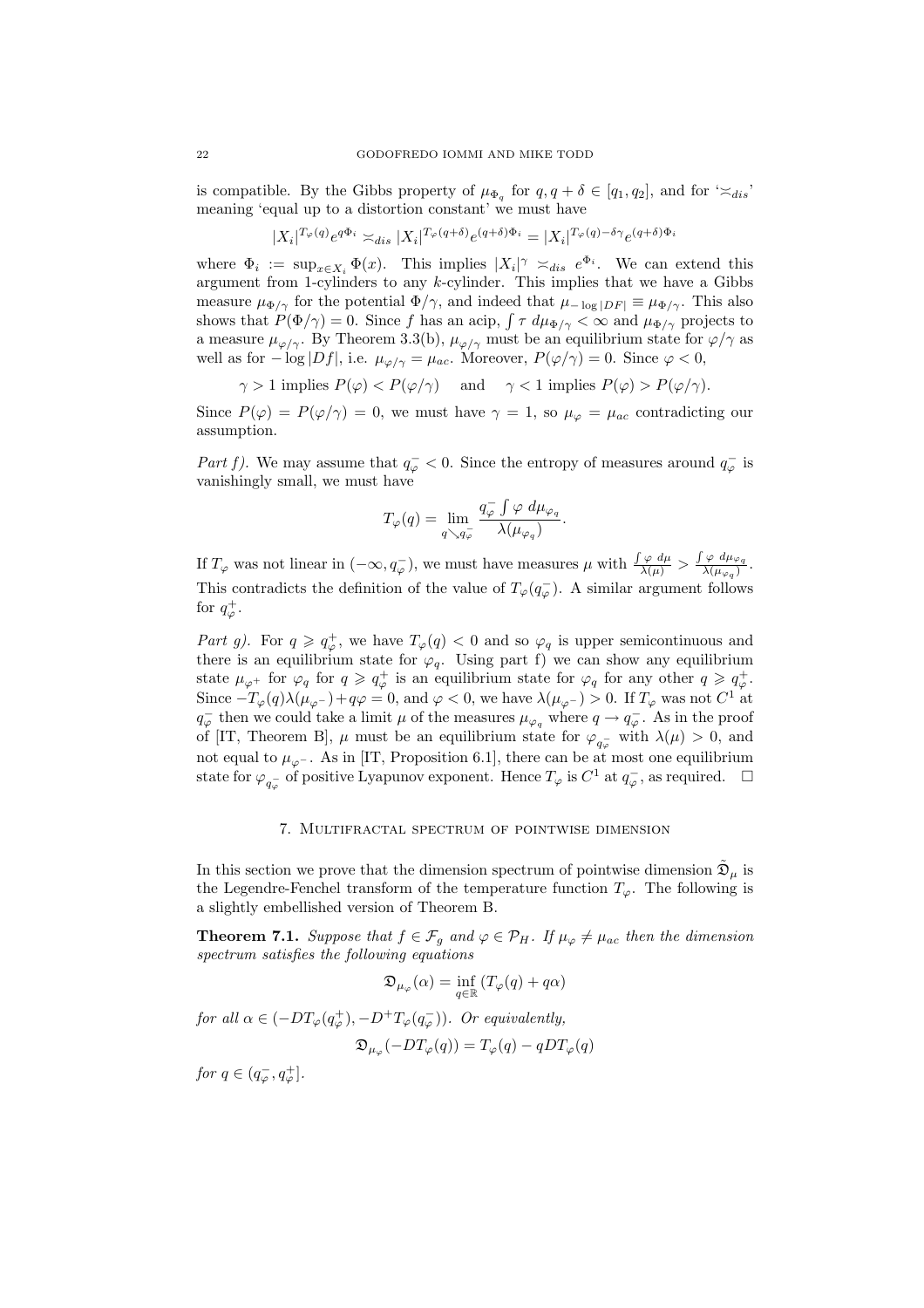is compatible. By the Gibbs property of $\mu_{\Phi_q}$ for $q, q+\delta \in [q_1, q_2]$, and for '$\asymp_{dis}$' meaning 'equal up to a distortion constant' we must have

$$|X_i|^{T_\varphi(q)} e^{q\Phi_i} \asymp_{dis} |X_i|^{T_\varphi(q+\delta)} e^{(q+\delta)\Phi_i} = |X_i|^{T_\varphi(q)-\delta\gamma} e^{(q+\delta)\Phi_i}$$

where $\Phi_i := \sup_{x\in X_i} \Phi(x)$. This implies $|X_i|^\gamma \asymp_{dis} e^{\Phi_i}$. We can extend this argument from 1-cylinders to any $k$-cylinder. This implies that we have a Gibbs measure $\mu_{\Phi/\gamma}$ for the potential $\Phi/\gamma$, and indeed that $\mu_{-\log|DF|} \equiv \mu_{\Phi/\gamma}$. This also shows that $P(\Phi/\gamma) = 0$. Since $f$ has an acip, $\int \tau \, d\mu_{\Phi/\gamma} < \infty$ and $\mu_{\Phi/\gamma}$ projects to a measure $\mu_{\varphi/\gamma}$. By Theorem 3.3(b), $\mu_{\varphi/\gamma}$ must be an equilibrium state for $\varphi/\gamma$ as well as for $-\log|Df|$, i.e. $\mu_{\varphi/\gamma} = \mu_{ac}$. Moreover, $P(\varphi/\gamma) = 0$. Since $\varphi < 0$,

$$\gamma > 1 \text{ implies } P(\varphi) < P(\varphi/\gamma) \quad \text{and} \quad \gamma < 1 \text{ implies } P(\varphi) > P(\varphi/\gamma).$$

Since $P(\varphi) = P(\varphi/\gamma) = 0$, we must have $\gamma = 1$, so $\mu_\varphi = \mu_{ac}$ contradicting our assumption.

*Part f).* We may assume that $q_\varphi^- < 0$. Since the entropy of measures around $q_\varphi^-$ is vanishingly small, we must have

$$T_\varphi(q) = \lim_{q \searrow q_\varphi^-} \frac{q_\varphi^- \int \varphi \, d\mu_{\varphi_q}}{\lambda(\mu_{\varphi_q})}.$$

If $T_\varphi$ was not linear in $(-\infty, q_\varphi^-)$, we must have measures $\mu$ with $\frac{\int \varphi \, d\mu}{\lambda(\mu)} > \frac{\int \varphi \, d\mu_{\varphi_q}}{\lambda(\mu_{\varphi_q})}$. This contradicts the definition of the value of $T_\varphi(q_\varphi^-)$. A similar argument follows for $q_\varphi^+$.

*Part g).* For $q \geqslant q_\varphi^+$, we have $T_\varphi(q) < 0$ and so $\varphi_q$ is upper semicontinuous and there is an equilibrium state for $\varphi_q$. Using part f) we can show any equilibrium state $\mu_{\varphi^+}$ for $\varphi_q$ for $q \geqslant q_\varphi^+$ is an equilibrium state for $\varphi_q$ for any other $q \geqslant q_\varphi^+$. Since $-T_\varphi(q)\lambda(\mu_{\varphi^-}) + q\varphi = 0$, and $\varphi < 0$, we have $\lambda(\mu_{\varphi^-}) > 0$. If $T_\varphi$ was not $C^1$ at $q_\varphi^-$ then we could take a limit $\mu$ of the measures $\mu_{\varphi_q}$ where $q \to q_\varphi^-$. As in the proof of [IT, Theorem B], $\mu$ must be an equilibrium state for $\varphi_{q_\varphi^-}$ with $\lambda(\mu) > 0$, and not equal to $\mu_{\varphi^-}$. As in [IT, Proposition 6.1], there can be at most one equilibrium state for $\varphi_{q_\varphi^-}$ of positive Lyapunov exponent. Hence $T_\varphi$ is $C^1$ at $q_\varphi^-$, as required. $\square$

## 7. Multifractal spectrum of pointwise dimension

In this section we prove that the dimension spectrum of pointwise dimension $\tilde{\mathfrak{D}}_\mu$ is the Legendre-Fenchel transform of the temperature function $T_\varphi$. The following is a slightly embellished version of Theorem B.

**Theorem 7.1.** *Suppose that $f \in \mathcal{F}_g$ and $\varphi \in \mathcal{P}_H$. If $\mu_\varphi \neq \mu_{ac}$ then the dimension spectrum satisfies the following equations*

$$\mathfrak{D}_{\mu_\varphi}(\alpha) = \inf_{q\in\mathbb{R}} (T_\varphi(q) + q\alpha)$$

*for all $\alpha \in (-DT_\varphi(q_\varphi^+), -D^+T_\varphi(q_\varphi^-))$. Or equivalently,*

$$\mathfrak{D}_{\mu_\varphi}(-DT_\varphi(q)) = T_\varphi(q) - qDT_\varphi(q)$$

*for $q \in (q_\varphi^-, q_\varphi^+]$.*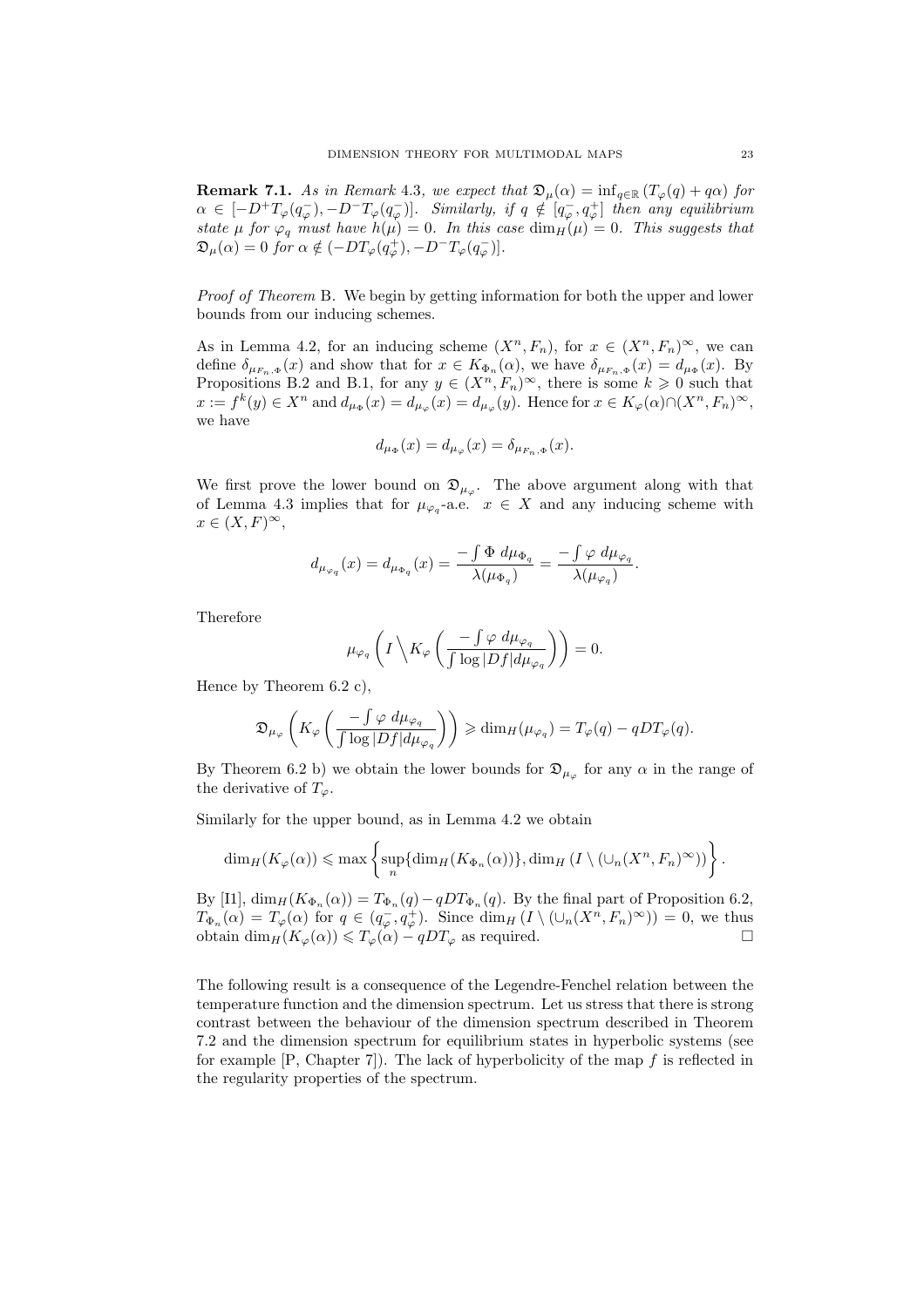**Remark 7.1.** *As in Remark* 4.3*, we expect that* $\mathfrak{D}_\mu(\alpha) = \inf_{q\in\mathbb{R}}(T_\varphi(q) + q\alpha)$ *for* $\alpha \in [-D^+T_\varphi(q_\varphi^-), -D^-T_\varphi(q_\varphi^-)]$*. Similarly, if* $q \notin [q_\varphi^-, q_\varphi^+]$ *then any equilibrium state* $\mu$ *for* $\varphi_q$ *must have* $h(\mu) = 0$*. In this case* $\dim_H(\mu) = 0$*. This suggests that* $\mathfrak{D}_\mu(\alpha) = 0$ *for* $\alpha \notin (-DT_\varphi(q_\varphi^+), -D^-T_\varphi(q_\varphi^-)]$*.*

*Proof of Theorem* B. We begin by getting information for both the upper and lower bounds from our inducing schemes.

As in Lemma 4.2, for an inducing scheme $(X^n, F_n)$, for $x \in (X^n, F_n)^\infty$, we can define $\delta_{\mu_{F_n},\Phi}(x)$ and show that for $x \in K_{\Phi_n}(\alpha)$, we have $\delta_{\mu_{F_n},\Phi}(x) = d_{\mu_\Phi}(x)$. By Propositions B.2 and B.1, for any $y \in (X^n, F_n)^\infty$, there is some $k \geqslant 0$ such that $x := f^k(y) \in X^n$ and $d_{\mu_\Phi}(x) = d_{\mu_\varphi}(x) = d_{\mu_\varphi}(y)$. Hence for $x \in K_\varphi(\alpha) \cap (X^n, F_n)^\infty$, we have

$$d_{\mu_\Phi}(x) = d_{\mu_\varphi}(x) = \delta_{\mu_{F_n},\Phi}(x).$$

We first prove the lower bound on $\mathfrak{D}_{\mu_\varphi}$. The above argument along with that of Lemma 4.3 implies that for $\mu_{\varphi_q}$-a.e. $x \in X$ and any inducing scheme with $x \in (X, F)^\infty$,

$$d_{\mu_{\varphi_q}}(x) = d_{\mu_{\Phi_q}}(x) = \frac{-\int \Phi \, d\mu_{\Phi_q}}{\lambda(\mu_{\Phi_q})} = \frac{-\int \varphi \, d\mu_{\varphi_q}}{\lambda(\mu_{\varphi_q})}.$$

Therefore

$$\mu_{\varphi_q}\left(I \Big\backslash K_\varphi\left(\frac{-\int \varphi \, d\mu_{\varphi_q}}{\int \log|Df| d\mu_{\varphi_q}}\right)\right) = 0.$$

Hence by Theorem 6.2 c),

$$\mathfrak{D}_{\mu_\varphi}\left(K_\varphi\left(\frac{-\int \varphi \, d\mu_{\varphi_q}}{\int \log|Df| d\mu_{\varphi_q}}\right)\right) \geqslant \dim_H(\mu_{\varphi_q}) = T_\varphi(q) - qDT_\varphi(q).$$

By Theorem 6.2 b) we obtain the lower bounds for $\mathfrak{D}_{\mu_\varphi}$ for any $\alpha$ in the range of the derivative of $T_\varphi$.

Similarly for the upper bound, as in Lemma 4.2 we obtain

$$\dim_H(K_\varphi(\alpha)) \leqslant \max\left\{\sup_n\{\dim_H(K_{\Phi_n}(\alpha))\}, \dim_H\left(I \setminus (\cup_n (X^n, F_n)^\infty)\right)\right\}.$$

By [I1], $\dim_H(K_{\Phi_n}(\alpha)) = T_{\Phi_n}(q) - qDT_{\Phi_n}(q)$. By the final part of Proposition 6.2, $T_{\Phi_n}(\alpha) = T_\varphi(\alpha)$ for $q \in (q_\varphi^-, q_\varphi^+)$. Since $\dim_H(I \setminus (\cup_n (X^n, F_n)^\infty)) = 0$, we thus obtain $\dim_H(K_\varphi(\alpha)) \leqslant T_\varphi(\alpha) - qDT_\varphi$ as required. $\square$

The following result is a consequence of the Legendre-Fenchel relation between the temperature function and the dimension spectrum. Let us stress that there is strong contrast between the behaviour of the dimension spectrum described in Theorem 7.2 and the dimension spectrum for equilibrium states in hyperbolic systems (see for example [P, Chapter 7]). The lack of hyperbolicity of the map $f$ is reflected in the regularity properties of the spectrum.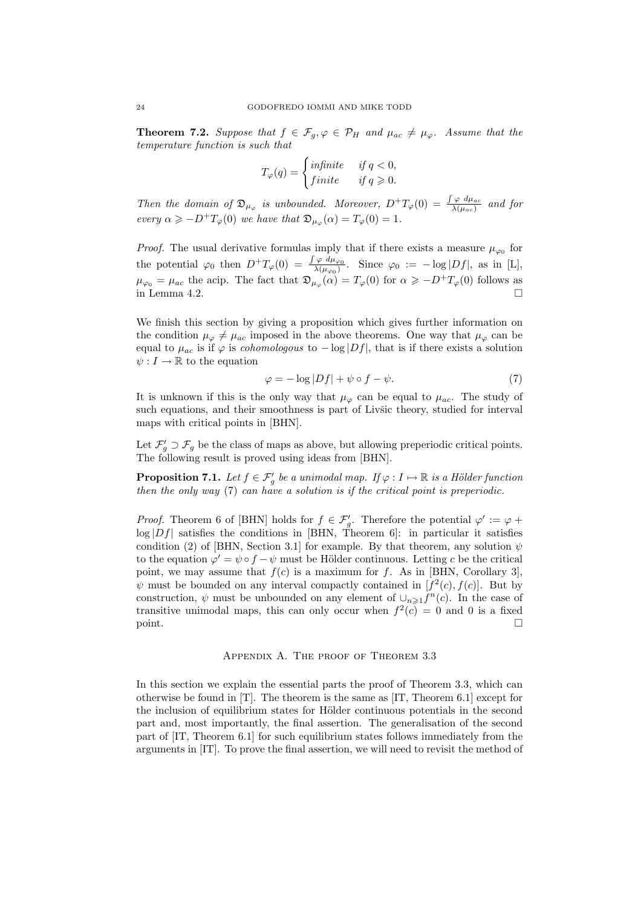**Theorem 7.2.** *Suppose that $f \in \mathcal{F}_g, \varphi \in \mathcal{P}_H$ and $\mu_{ac} \neq \mu_\varphi$. Assume that the temperature function is such that*

$$T_\varphi(q) = \begin{cases} \text{infinite} & \text{if } q < 0, \\ \text{finite} & \text{if } q \geqslant 0. \end{cases}$$

*Then the domain of $\mathfrak{D}_{\mu_\varphi}$ is unbounded. Moreover, $D^+T_\varphi(0) = \frac{\int \varphi \, d\mu_{ac}}{\lambda(\mu_{ac})}$ and for every $\alpha \geqslant -D^+T_\varphi(0)$ we have that $\mathfrak{D}_{\mu_\varphi}(\alpha) = T_\varphi(0) = 1$.*

*Proof.* The usual derivative formulas imply that if there exists a measure $\mu_{\varphi_0}$ for the potential $\varphi_0$ then $D^+T_\varphi(0) = \frac{\int \varphi \, d\mu_{\varphi_0}}{\lambda(\mu_{\varphi_0})}$. Since $\varphi_0 := -\log|Df|$, as in [L], $\mu_{\varphi_0} = \mu_{ac}$ the acip. The fact that $\mathfrak{D}_{\mu_\varphi}(\alpha) = T_\varphi(0)$ for $\alpha \geqslant -D^+T_\varphi(0)$ follows as in Lemma 4.2. □

We finish this section by giving a proposition which gives further information on the condition $\mu_\varphi \neq \mu_{ac}$ imposed in the above theorems. One way that $\mu_\varphi$ can be equal to $\mu_{ac}$ is if $\varphi$ is *cohomologous* to $-\log|Df|$, that is if there exists a solution $\psi : I \to \mathbb{R}$ to the equation

$$\varphi = -\log|Df| + \psi \circ f - \psi. \tag{7}$$

It is unknown if this is the only way that $\mu_\varphi$ can be equal to $\mu_{ac}$. The study of such equations, and their smoothness is part of Livšic theory, studied for interval maps with critical points in [BHN].

Let $\mathcal{F}'_g \supset \mathcal{F}_g$ be the class of maps as above, but allowing preperiodic critical points. The following result is proved using ideas from [BHN].

**Proposition 7.1.** *Let $f \in \mathcal{F}'_g$ be a unimodal map. If $\varphi : I \mapsto \mathbb{R}$ is a Hölder function then the only way (7) can have a solution is if the critical point is preperiodic.*

*Proof.* Theorem 6 of [BHN] holds for $f \in \mathcal{F}'_g$. Therefore the potential $\varphi' := \varphi + \log|Df|$ satisfies the conditions in [BHN, Theorem 6]: in particular it satisfies condition (2) of [BHN, Section 3.1] for example. By that theorem, any solution $\psi$ to the equation $\varphi' = \psi \circ f - \psi$ must be Hölder continuous. Letting $c$ be the critical point, we may assume that $f(c)$ is a maximum for $f$. As in [BHN, Corollary 3], $\psi$ must be bounded on any interval compactly contained in $[f^2(c), f(c)]$. But by construction, $\psi$ must be unbounded on any element of $\cup_{n\geqslant 1} f^n(c)$. In the case of transitive unimodal maps, this can only occur when $f^2(c) = 0$ and $0$ is a fixed point. □

## Appendix A. The proof of Theorem 3.3

In this section we explain the essential parts the proof of Theorem 3.3, which can otherwise be found in [T]. The theorem is the same as [IT, Theorem 6.1] except for the inclusion of equilibrium states for Hölder continuous potentials in the second part and, most importantly, the final assertion. The generalisation of the second part of [IT, Theorem 6.1] for such equilibrium states follows immediately from the arguments in [IT]. To prove the final assertion, we will need to revisit the method of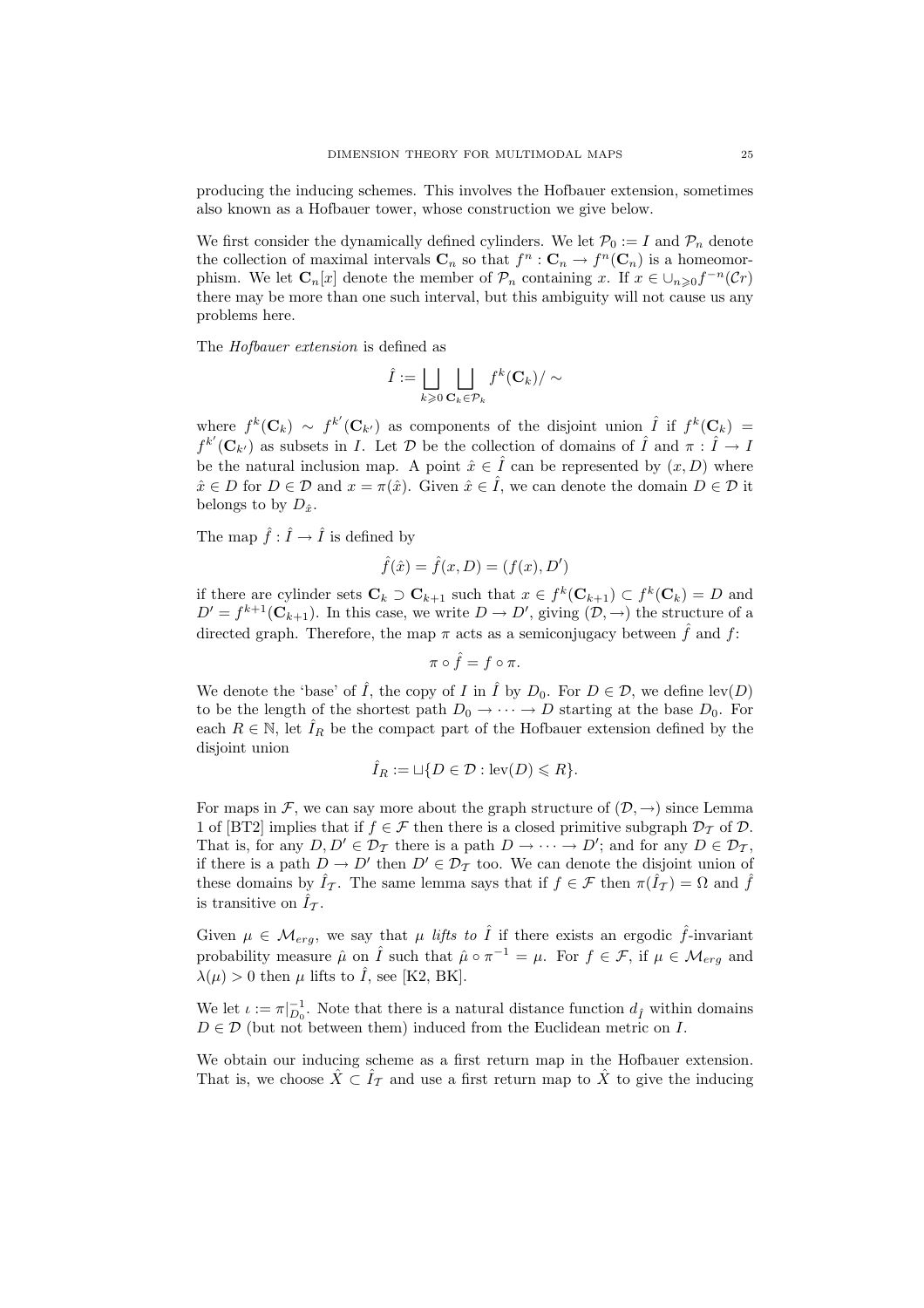producing the inducing schemes. This involves the Hofbauer extension, sometimes also known as a Hofbauer tower, whose construction we give below.

We first consider the dynamically defined cylinders. We let $\mathcal{P}_0 := I$ and $\mathcal{P}_n$ denote the collection of maximal intervals $\mathbf{C}_n$ so that $f^n : \mathbf{C}_n \to f^n(\mathbf{C}_n)$ is a homeomorphism. We let $\mathbf{C}_n[x]$ denote the member of $\mathcal{P}_n$ containing $x$. If $x \in \cup_{n \geqslant 0} f^{-n}(\mathcal{C}r)$ there may be more than one such interval, but this ambiguity will not cause us any problems here.

The *Hofbauer extension* is defined as

$$\hat{I} := \bigsqcup_{k \geqslant 0} \bigsqcup_{\mathbf{C}_k \in \mathcal{P}_k} f^k(\mathbf{C}_k)/\sim$$

where $f^k(\mathbf{C}_k) \sim f^{k'}(\mathbf{C}_{k'})$ as components of the disjoint union $\hat{I}$ if $f^k(\mathbf{C}_k) = f^{k'}(\mathbf{C}_{k'})$ as subsets in $I$. Let $\mathcal{D}$ be the collection of domains of $\hat{I}$ and $\pi : \hat{I} \to I$ be the natural inclusion map. A point $\hat{x} \in \hat{I}$ can be represented by $(x, D)$ where $\hat{x} \in D$ for $D \in \mathcal{D}$ and $x = \pi(\hat{x})$. Given $\hat{x} \in \hat{I}$, we can denote the domain $D \in \mathcal{D}$ it belongs to by $D_{\hat{x}}$.

The map $\hat{f} : \hat{I} \to \hat{I}$ is defined by

$$\hat{f}(\hat{x}) = \hat{f}(x, D) = (f(x), D')$$

if there are cylinder sets $\mathbf{C}_k \supset \mathbf{C}_{k+1}$ such that $x \in f^k(\mathbf{C}_{k+1}) \subset f^k(\mathbf{C}_k) = D$ and $D' = f^{k+1}(\mathbf{C}_{k+1})$. In this case, we write $D \to D'$, giving $(\mathcal{D}, \to)$ the structure of a directed graph. Therefore, the map $\pi$ acts as a semiconjugacy between $\hat{f}$ and $f$:

$$\pi \circ \hat{f} = f \circ \pi.$$

We denote the 'base' of $\hat{I}$, the copy of $I$ in $\hat{I}$ by $D_0$. For $D \in \mathcal{D}$, we define $\mathrm{lev}(D)$ to be the length of the shortest path $D_0 \to \cdots \to D$ starting at the base $D_0$. For each $R \in \mathbb{N}$, let $\hat{I}_R$ be the compact part of the Hofbauer extension defined by the disjoint union

$$\hat{I}_R := \sqcup \{D \in \mathcal{D} : \mathrm{lev}(D) \leqslant R\}.$$

For maps in $\mathcal{F}$, we can say more about the graph structure of $(\mathcal{D}, \to)$ since Lemma 1 of [BT2] implies that if $f \in \mathcal{F}$ then there is a closed primitive subgraph $\mathcal{D}_{\mathcal{T}}$ of $\mathcal{D}$. That is, for any $D, D' \in \mathcal{D}_{\mathcal{T}}$ there is a path $D \to \cdots \to D'$; and for any $D \in \mathcal{D}_{\mathcal{T}}$, if there is a path $D \to D'$ then $D' \in \mathcal{D}_{\mathcal{T}}$ too. We can denote the disjoint union of these domains by $\hat{I}_{\mathcal{T}}$. The same lemma says that if $f \in \mathcal{F}$ then $\pi(\hat{I}_{\mathcal{T}}) = \Omega$ and $\hat{f}$ is transitive on $\hat{I}_{\mathcal{T}}$.

Given $\mu \in \mathcal{M}_{erg}$, we say that $\mu$ *lifts to* $\hat{I}$ if there exists an ergodic $\hat{f}$-invariant probability measure $\hat{\mu}$ on $\hat{I}$ such that $\hat{\mu} \circ \pi^{-1} = \mu$. For $f \in \mathcal{F}$, if $\mu \in \mathcal{M}_{erg}$ and $\lambda(\mu) > 0$ then $\mu$ lifts to $\hat{I}$, see [K2, BK].

We let $\iota := \pi|_{D_0}^{-1}$. Note that there is a natural distance function $d_{\hat{I}}$ within domains $D \in \mathcal{D}$ (but not between them) induced from the Euclidean metric on $I$.

We obtain our inducing scheme as a first return map in the Hofbauer extension. That is, we choose $\hat{X} \subset \hat{I}_{\mathcal{T}}$ and use a first return map to $\hat{X}$ to give the inducing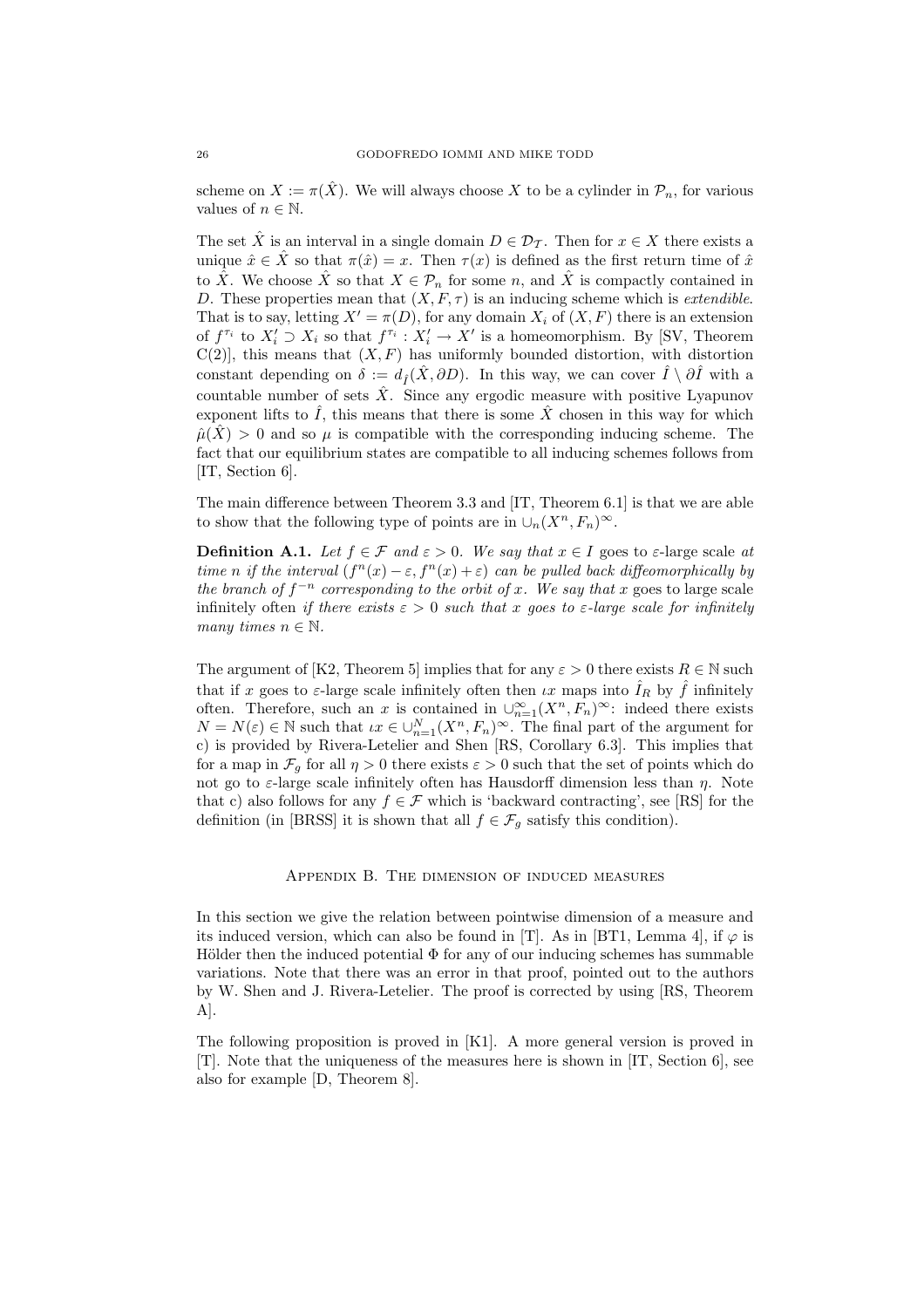scheme on $X := \pi(\hat{X})$. We will always choose $X$ to be a cylinder in $\mathcal{P}_n$, for various values of $n \in \mathbb{N}$.

The set $\hat{X}$ is an interval in a single domain $D \in \mathcal{D}_{\mathcal{T}}$. Then for $x \in X$ there exists a unique $\hat{x} \in \hat{X}$ so that $\pi(\hat{x}) = x$. Then $\tau(x)$ is defined as the first return time of $\hat{x}$ to $\hat{X}$. We choose $\hat{X}$ so that $X \in \mathcal{P}_n$ for some $n$, and $\hat{X}$ is compactly contained in $D$. These properties mean that $(X, F, \tau)$ is an inducing scheme which is *extendible*. That is to say, letting $X' = \pi(D)$, for any domain $X_i$ of $(X, F)$ there is an extension of $f^{\tau_i}$ to $X_i' \supset X_i$ so that $f^{\tau_i} : X_i' \to X'$ is a homeomorphism. By [SV, Theorem C(2)], this means that $(X, F)$ has uniformly bounded distortion, with distortion constant depending on $\delta := d_{\hat{I}}(\hat{X}, \partial D)$. In this way, we can cover $\hat{I} \setminus \partial \hat{I}$ with a countable number of sets $\hat{X}$. Since any ergodic measure with positive Lyapunov exponent lifts to $\hat{I}$, this means that there is some $\hat{X}$ chosen in this way for which $\hat{\mu}(\hat{X}) > 0$ and so $\mu$ is compatible with the corresponding inducing scheme. The fact that our equilibrium states are compatible to all inducing schemes follows from [IT, Section 6].

The main difference between Theorem 3.3 and [IT, Theorem 6.1] is that we are able to show that the following type of points are in $\cup_n (X^n, F_n)^\infty$.

**Definition A.1.** *Let $f \in \mathcal{F}$ and $\varepsilon > 0$. We say that $x \in I$* goes to $\varepsilon$-large scale *at time $n$ if the interval $(f^n(x) - \varepsilon, f^n(x) + \varepsilon)$ can be pulled back diffeomorphically by the branch of $f^{-n}$ corresponding to the orbit of $x$. We say that $x$* goes to large scale infinitely often *if there exists $\varepsilon > 0$ such that $x$ goes to $\varepsilon$-large scale for infinitely many times $n \in \mathbb{N}$.*

The argument of [K2, Theorem 5] implies that for any $\varepsilon > 0$ there exists $R \in \mathbb{N}$ such that if $x$ goes to $\varepsilon$-large scale infinitely often then $\iota x$ maps into $\hat{I}_R$ by $\hat{f}$ infinitely often. Therefore, such an $x$ is contained in $\cup_{n=1}^\infty (X^n, F_n)^\infty$: indeed there exists $N = N(\varepsilon) \in \mathbb{N}$ such that $\iota x \in \cup_{n=1}^N (X^n, F_n)^\infty$. The final part of the argument for c) is provided by Rivera-Letelier and Shen [RS, Corollary 6.3]. This implies that for a map in $\mathcal{F}_g$ for all $\eta > 0$ there exists $\varepsilon > 0$ such that the set of points which do not go to $\varepsilon$-large scale infinitely often has Hausdorff dimension less than $\eta$. Note that c) also follows for any $f \in \mathcal{F}$ which is 'backward contracting', see [RS] for the definition (in [BRSS] it is shown that all $f \in \mathcal{F}_g$ satisfy this condition).

## Appendix B. The dimension of induced measures

In this section we give the relation between pointwise dimension of a measure and its induced version, which can also be found in [T]. As in [BT1, Lemma 4], if $\varphi$ is Hölder then the induced potential $\Phi$ for any of our inducing schemes has summable variations. Note that there was an error in that proof, pointed out to the authors by W. Shen and J. Rivera-Letelier. The proof is corrected by using [RS, Theorem A].

The following proposition is proved in [K1]. A more general version is proved in [T]. Note that the uniqueness of the measures here is shown in [IT, Section 6], see also for example [D, Theorem 8].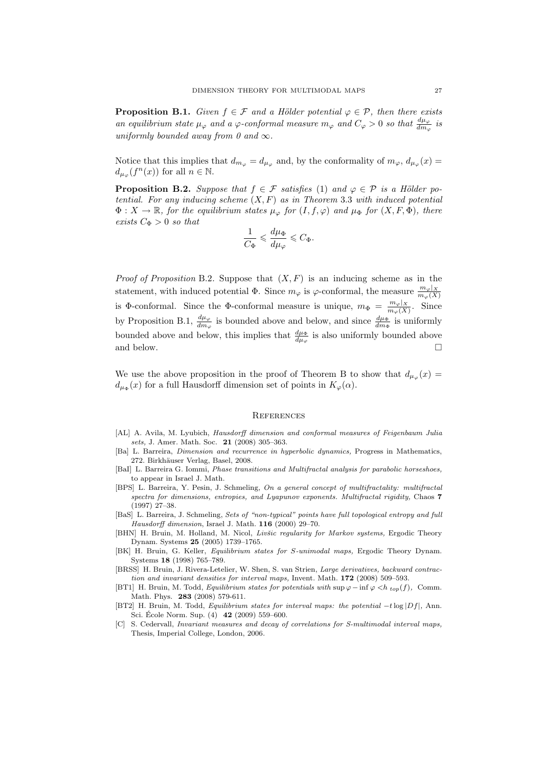**Proposition B.1.** *Given $f \in \mathcal{F}$ and a Hölder potential $\varphi \in \mathcal{P}$, then there exists an equilibrium state $\mu_\varphi$ and a $\varphi$-conformal measure $m_\varphi$ and $C_\varphi > 0$ so that $\frac{d\mu_\varphi}{dm_\varphi}$ is uniformly bounded away from 0 and $\infty$.*

Notice that this implies that $d_{m_\varphi} = d_{\mu_\varphi}$ and, by the conformality of $m_\varphi$, $d_{\mu_\varphi}(x) = d_{\mu_\varphi}(f^n(x))$ for all $n \in \mathbb{N}$.

**Proposition B.2.** *Suppose that $f \in \mathcal{F}$ satisfies (1) and $\varphi \in \mathcal{P}$ is a Hölder potential. For any inducing scheme $(X, F)$ as in Theorem 3.3 with induced potential $\Phi : X \to \mathbb{R}$, for the equilibrium states $\mu_\varphi$ for $(I, f, \varphi)$ and $\mu_\Phi$ for $(X, F, \Phi)$, there exists $C_\Phi > 0$ so that*

$$\frac{1}{C_\Phi} \leqslant \frac{d\mu_\Phi}{d\mu_\varphi} \leqslant C_\Phi.$$

*Proof of Proposition* B.2. Suppose that $(X, F)$ is an inducing scheme as in the statement, with induced potential $\Phi$. Since $m_\varphi$ is $\varphi$-conformal, the measure $\frac{m_\varphi|_X}{m_\varphi(X)}$ is $\Phi$-conformal. Since the $\Phi$-conformal measure is unique, $m_\Phi = \frac{m_\varphi|_X}{m_\varphi(X)}$. Since by Proposition B.1, $\frac{d\mu_\varphi}{dm_\varphi}$ is bounded above and below, and since $\frac{d\mu_\Phi}{dm_\Phi}$ is uniformly bounded above and below, this implies that $\frac{d\mu_\Phi}{d\mu_\varphi}$ is also uniformly bounded above and below. □

We use the above proposition in the proof of Theorem B to show that $d_{\mu_\varphi}(x) = d_{\mu_\Phi}(x)$ for a full Hausdorff dimension set of points in $K_\varphi(\alpha)$.

## References

[AL] A. Avila, M. Lyubich, *Hausdorff dimension and conformal measures of Feigenbaum Julia sets,* J. Amer. Math. Soc. **21** (2008) 305–363.

[Ba] L. Barreira, *Dimension and recurrence in hyperbolic dynamics,* Progress in Mathematics, 272. Birkhäuser Verlag, Basel, 2008.

[BaI] L. Barreira G. Iommi, *Phase transitions and Multifractal analysis for parabolic horseshoes,* to appear in Israel J. Math.

[BPS] L. Barreira, Y. Pesin, J. Schmeling, *On a general concept of multifractality: multifractal spectra for dimensions, entropies, and Lyapunov exponents. Multifractal rigidity,* Chaos **7** (1997) 27–38.

[BaS] L. Barreira, J. Schmeling, *Sets of "non-typical" points have full topological entropy and full Hausdorff dimension*, Israel J. Math. **116** (2000) 29–70.

[BHN] H. Bruin, M. Holland, M. Nicol, *Livšic regularity for Markov systems,* Ergodic Theory Dynam. Systems **25** (2005) 1739–1765.

[BK] H. Bruin, G. Keller, *Equilibrium states for S-unimodal maps,* Ergodic Theory Dynam. Systems **18** (1998) 765–789.

[BRSS] H. Bruin, J. Rivera-Letelier, W. Shen, S. van Strien, *Large derivatives, backward contraction and invariant densities for interval maps,* Invent. Math. **172** (2008) 509–593.

[BT1] H. Bruin, M. Todd, *Equilibrium states for potentials with* $\sup\varphi - \inf\varphi < h_{top}(f)$*,* Comm. Math. Phys. **283** (2008) 579-611.

[BT2] H. Bruin, M. Todd, *Equilibrium states for interval maps: the potential* $-t\log|Df|$, Ann. Sci. École Norm. Sup. (4) **42** (2009) 559–600.

[C] S. Cedervall, *Invariant measures and decay of correlations for S-multimodal interval maps,* Thesis, Imperial College, London, 2006.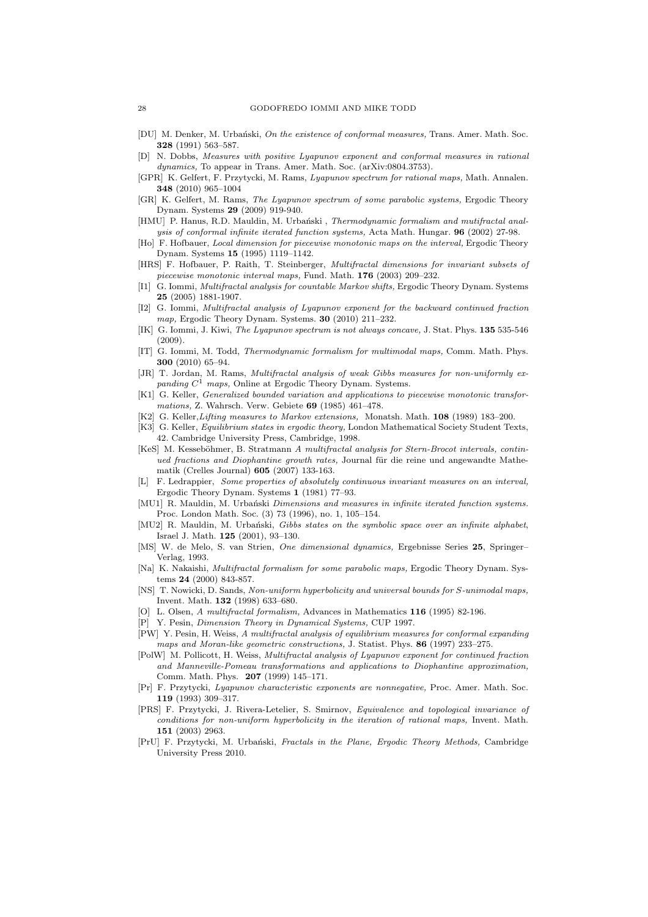- [DU] M. Denker, M. Urbański, *On the existence of conformal measures,* Trans. Amer. Math. Soc. **328** (1991) 563–587.
- [D] N. Dobbs, *Measures with positive Lyapunov exponent and conformal measures in rational dynamics,* To appear in Trans. Amer. Math. Soc. (arXiv:0804.3753).
- [GPR] K. Gelfert, F. Przytycki, M. Rams, *Lyapunov spectrum for rational maps,* Math. Annalen. **348** (2010) 965–1004
- [GR] K. Gelfert, M. Rams, *The Lyapunov spectrum of some parabolic systems,* Ergodic Theory Dynam. Systems **29** (2009) 919-940.
- [HMU] P. Hanus, R.D. Mauldin, M. Urbański , *Thermodynamic formalism and mutifractal analysis of conformal infinite iterated function systems,* Acta Math. Hungar. **96** (2002) 27-98.
- [Ho] F. Hofbauer, *Local dimension for piecewise monotonic maps on the interval,* Ergodic Theory Dynam. Systems **15** (1995) 1119–1142.
- [HRS] F. Hofbauer, P. Raith, T. Steinberger, *Multifractal dimensions for invariant subsets of piecewise monotonic interval maps,* Fund. Math. **176** (2003) 209–232.
- [I1] G. Iommi, *Multifractal analysis for countable Markov shifts,* Ergodic Theory Dynam. Systems **25** (2005) 1881-1907.
- [I2] G. Iommi, *Multifractal analysis of Lyapunov exponent for the backward continued fraction map,* Ergodic Theory Dynam. Systems. **30** (2010) 211–232.
- [IK] G. Iommi, J. Kiwi, *The Lyapunov spectrum is not always concave,* J. Stat. Phys. **135** 535-546 (2009).
- [IT] G. Iommi, M. Todd, *Thermodynamic formalism for multimodal maps,* Comm. Math. Phys. **300** (2010) 65–94.
- [JR] T. Jordan, M. Rams, *Multifractal analysis of weak Gibbs measures for non-uniformly expanding $C^1$ maps,* Online at Ergodic Theory Dynam. Systems.
- [K1] G. Keller, *Generalized bounded variation and applications to piecewise monotonic transformations,* Z. Wahrsch. Verw. Gebiete **69** (1985) 461–478.
- [K2] G. Keller,*Lifting measures to Markov extensions,* Monatsh. Math. **108** (1989) 183–200.
- [K3] G. Keller, *Equilibrium states in ergodic theory,* London Mathematical Society Student Texts, 42. Cambridge University Press, Cambridge, 1998.
- [KeS] M. Kesseböhmer, B. Stratmann *A multifractal analysis for Stern-Brocot intervals, continued fractions and Diophantine growth rates,* Journal für die reine und angewandte Mathematik (Crelles Journal) **605** (2007) 133-163.
- [L] F. Ledrappier, *Some properties of absolutely continuous invariant measures on an interval,* Ergodic Theory Dynam. Systems **1** (1981) 77–93.
- [MU1] R. Mauldin, M. Urbański *Dimensions and measures in infinite iterated function systems.* Proc. London Math. Soc. (3) 73 (1996), no. 1, 105–154.
- [MU2] R. Mauldin, M. Urbański, *Gibbs states on the symbolic space over an infinite alphabet,* Israel J. Math. **125** (2001), 93–130.
- [MS] W. de Melo, S. van Strien, *One dimensional dynamics,* Ergebnisse Series **25**, Springer–Verlag, 1993.
- [Na] K. Nakaishi, *Multifractal formalism for some parabolic maps,* Ergodic Theory Dynam. Systems **24** (2000) 843-857.
- [NS] T. Nowicki, D. Sands, *Non-uniform hyperbolicity and universal bounds for S-unimodal maps,* Invent. Math. **132** (1998) 633–680.
- [O] L. Olsen, *A multifractal formalism,* Advances in Mathematics **116** (1995) 82-196.
- [P] Y. Pesin, *Dimension Theory in Dynamical Systems,* CUP 1997.
- [PW] Y. Pesin, H. Weiss, *A multifractal analysis of equilibrium measures for conformal expanding maps and Moran-like geometric constructions,* J. Statist. Phys. **86** (1997) 233–275.
- [PolW] M. Pollicott, H. Weiss, *Multifractal analysis of Lyapunov exponent for continued fraction and Manneville-Pomeau transformations and applications to Diophantine approximation,* Comm. Math. Phys. **207** (1999) 145–171.
- [Pr] F. Przytycki, *Lyapunov characteristic exponents are nonnegative,* Proc. Amer. Math. Soc. **119** (1993) 309–317.
- [PRS] F. Przytycki, J. Rivera-Letelier, S. Smirnov, *Equivalence and topological invariance of conditions for non-uniform hyperbolicity in the iteration of rational maps,* Invent. Math. **151** (2003) 2963.
- [PrU] F. Przytycki, M. Urbański, *Fractals in the Plane, Ergodic Theory Methods,* Cambridge University Press 2010.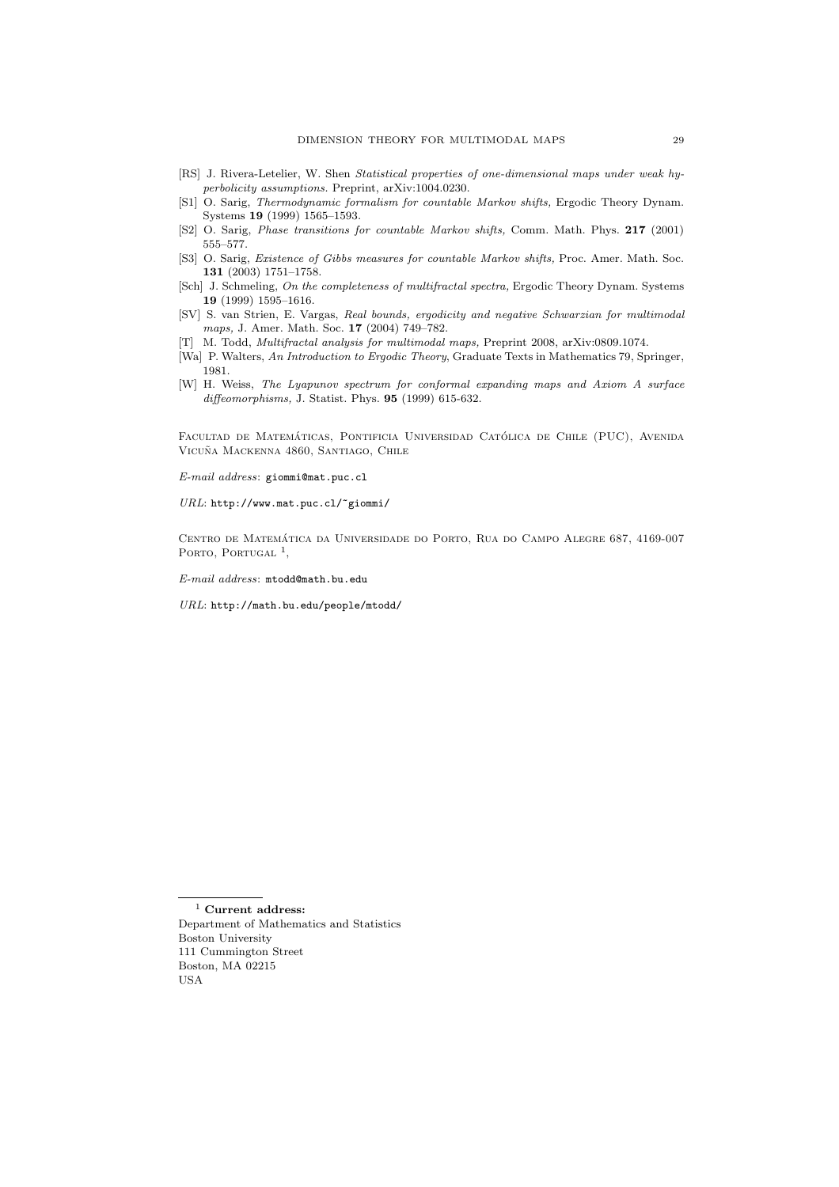- [RS] J. Rivera-Letelier, W. Shen *Statistical properties of one-dimensional maps under weak hyperbolicity assumptions.* Preprint, arXiv:1004.0230.
- [S1] O. Sarig, *Thermodynamic formalism for countable Markov shifts,* Ergodic Theory Dynam. Systems **19** (1999) 1565–1593.
- [S2] O. Sarig, *Phase transitions for countable Markov shifts,* Comm. Math. Phys. **217** (2001) 555–577.
- [S3] O. Sarig, *Existence of Gibbs measures for countable Markov shifts,* Proc. Amer. Math. Soc. **131** (2003) 1751–1758.
- [Sch] J. Schmeling, *On the completeness of multifractal spectra*, Ergodic Theory Dynam. Systems **19** (1999) 1595–1616.
- [SV] S. van Strien, E. Vargas, *Real bounds, ergodicity and negative Schwarzian for multimodal maps,* J. Amer. Math. Soc. **17** (2004) 749–782.
- [T] M. Todd, *Multifractal analysis for multimodal maps,* Preprint 2008, arXiv:0809.1074.
- [Wa] P. Walters, *An Introduction to Ergodic Theory*, Graduate Texts in Mathematics 79, Springer, 1981.
- [W] H. Weiss, *The Lyapunov spectrum for conformal expanding maps and Axiom A surface diffeomorphisms,* J. Statist. Phys. **95** (1999) 615-632.

Facultad de Matemáticas, Pontificia Universidad Católica de Chile (PUC), Avenida Vicuña Mackenna 4860, Santiago, Chile

*E-mail address*: giommi@mat.puc.cl

*URL*: http://www.mat.puc.cl/~giommi/

Centro de Matemática da Universidade do Porto, Rua do Campo Alegre 687, 4169-007 Porto, Portugal [1],

*E-mail address*: mtodd@math.bu.edu

*URL*: http://math.bu.edu/people/mtodd/

[1] **Current address:**
Department of Mathematics and Statistics
Boston University
111 Cummington Street
Boston, MA 02215
USA